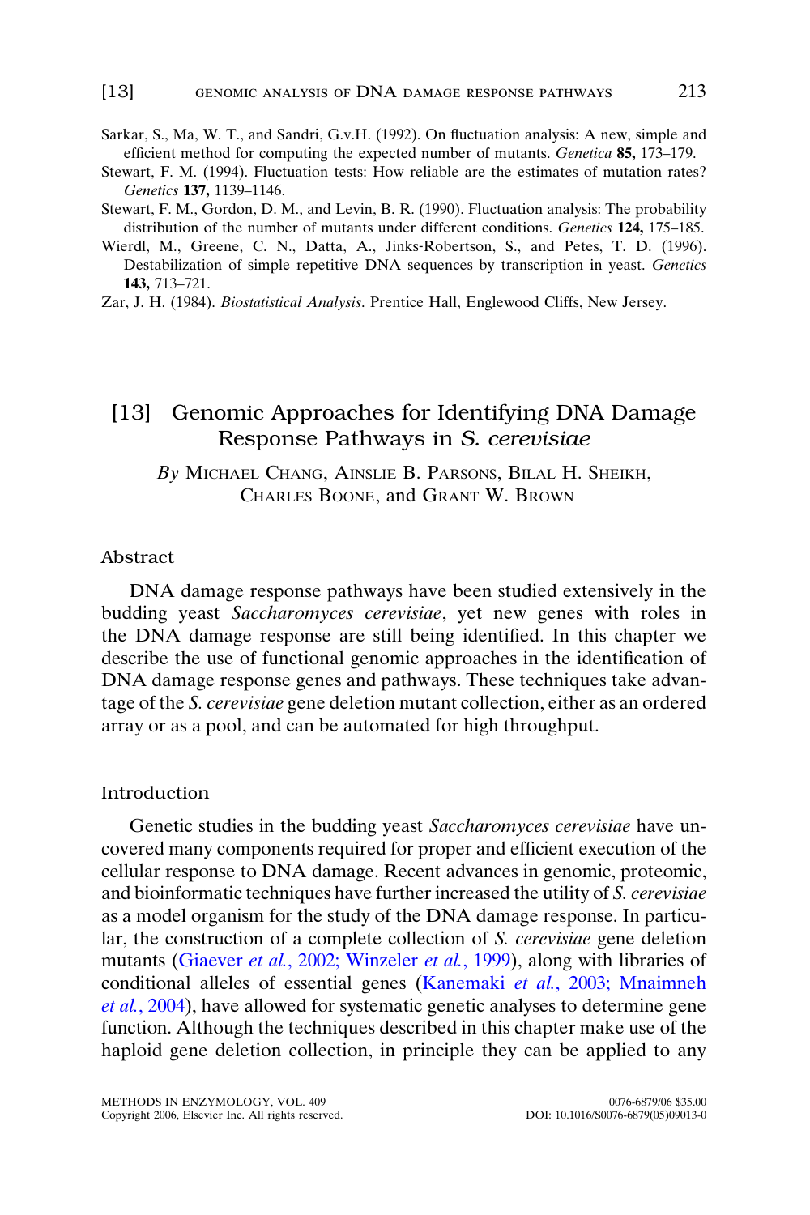Sarkar, S., Ma, W. T., and Sandri, G.v.H. (1992). On fluctuation analysis: A new, simple and efficient method for computing the expected number of mutants. *Genetica* **85,** 173–179.

Stewart, F. M. (1994). Fluctuation tests: How reliable are the estimates of mutation rates? *Genetics* **137,** 1139–1146.

Stewart, F. M., Gordon, D. M., and Levin, B. R. (1990). Fluctuation analysis: The probability distribution of the number of mutants under different conditions. *Genetics* **124,** 175–185.

Wierdl, M., Greene, C. N., Datta, A., Jinks-Robertson, S., and Petes, T. D. (1996). Destabilization of simple repetitive DNA sequences by transcription in yeast. *Genetics* **143,** 713–721.

Zar, J. H. (1984). *Biostatistical Analysis*. Prentice Hall, Englewood Cliffs, New Jersey.

# [13] Genomic Approaches for Identifying DNA Damage Response Pathways in *S. cerevisiae*

*By* Michael Chang, Ainslie B. Parsons, Bilal H. Sheikh, Charles Boone, and Grant W. Brown

## Abstract

DNA damage response pathways have been studied extensively in the budding yeast *Saccharomyces cerevisiae*, yet new genes with roles in the DNA damage response are still being identified. In this chapter we describe the use of functional genomic approaches in the identification of DNA damage response genes and pathways. These techniques take advantage of the *S. cerevisiae* gene deletion mutant collection, either as an ordered array or as a pool, and can be automated for high throughput.

## Introduction

Genetic studies in the budding yeast *Saccharomyces cerevisiae* have uncovered many components required for proper and efficient execution of the cellular response to DNA damage. Recent advances in genomic, proteomic, and bioinformatic techniques have further increased the utility of *S. cerevisiae* as a model organism for the study of the DNA damage response. In particular, the construction of a complete collection of *S. cerevisiae* gene deletion mutants (Giaever *et al.*, 2002; Winzeler *et al.*, 1999), along with libraries of conditional alleles of essential genes (Kanemaki *et al.*, 2003; Mnaimneh *et al.*, 2004), have allowed for systematic genetic analyses to determine gene function. Although the techniques described in this chapter make use of the haploid gene deletion collection, in principle they can be applied to any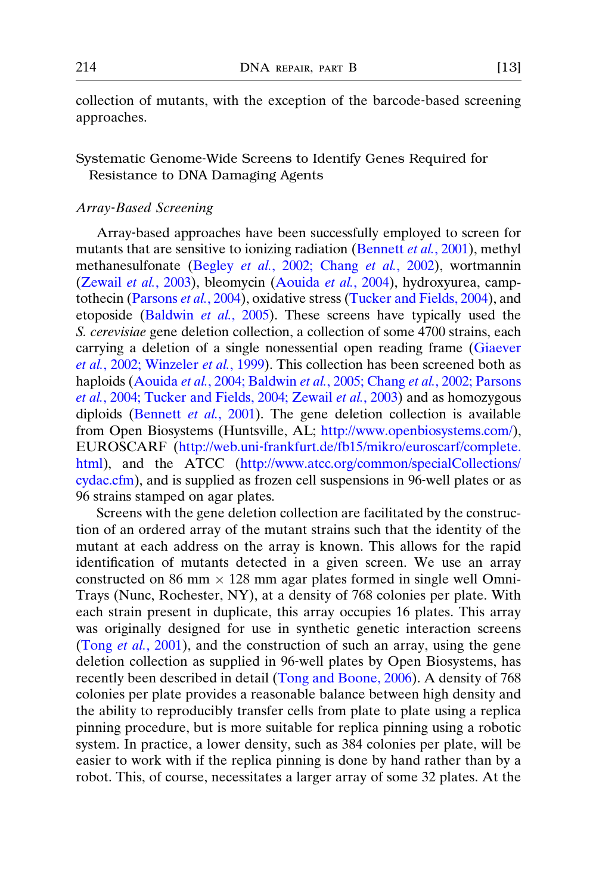collection of mutants, with the exception of the barcode-based screening approaches.

## Systematic Genome-Wide Screens to Identify Genes Required for Resistance to DNA Damaging Agents

### *Array-Based Screening*

Array-based approaches have been successfully employed to screen for mutants that are sensitive to ionizing radiation (Bennett *et al.*, 2001), methyl methanesulfonate (Begley *et al.*, 2002; Chang *et al.*, 2002), wortmannin (Zewail *et al.*, 2003), bleomycin (Aouida *et al.*, 2004), hydroxyurea, camptothecin (Parsons *et al.*, 2004), oxidative stress (Tucker and Fields, 2004), and etoposide (Baldwin *et al.*, 2005). These screens have typically used the *S. cerevisiae* gene deletion collection, a collection of some 4700 strains, each carrying a deletion of a single nonessential open reading frame (Giaever *et al.*, 2002; Winzeler *et al.*, 1999). This collection has been screened both as haploids (Aouida *et al.*, 2004; Baldwin *et al.*, 2005; Chang *et al.*, 2002; Parsons *et al.*, 2004; Tucker and Fields, 2004; Zewail *et al.*, 2003) and as homozygous diploids (Bennett *et al.*, 2001). The gene deletion collection is available from Open Biosystems (Huntsville, AL; http://www.openbiosystems.com/), EUROSCARF (http://web.uni-frankfurt.de/fb15/mikro/euroscarf/complete.html), and the ATCC (http://www.atcc.org/common/specialCollections/cydac.cfm), and is supplied as frozen cell suspensions in 96-well plates or as 96 strains stamped on agar plates.

Screens with the gene deletion collection are facilitated by the construction of an ordered array of the mutant strains such that the identity of the mutant at each address on the array is known. This allows for the rapid identification of mutants detected in a given screen. We use an array constructed on 86 mm × 128 mm agar plates formed in single well Omni-Trays (Nunc, Rochester, NY), at a density of 768 colonies per plate. With each strain present in duplicate, this array occupies 16 plates. This array was originally designed for use in synthetic genetic interaction screens (Tong *et al.*, 2001), and the construction of such an array, using the gene deletion collection as supplied in 96-well plates by Open Biosystems, has recently been described in detail (Tong and Boone, 2006). A density of 768 colonies per plate provides a reasonable balance between high density and the ability to reproducibly transfer cells from plate to plate using a replica pinning procedure, but is more suitable for replica pinning using a robotic system. In practice, a lower density, such as 384 colonies per plate, will be easier to work with if the replica pinning is done by hand rather than by a robot. This, of course, necessitates a larger array of some 32 plates. At the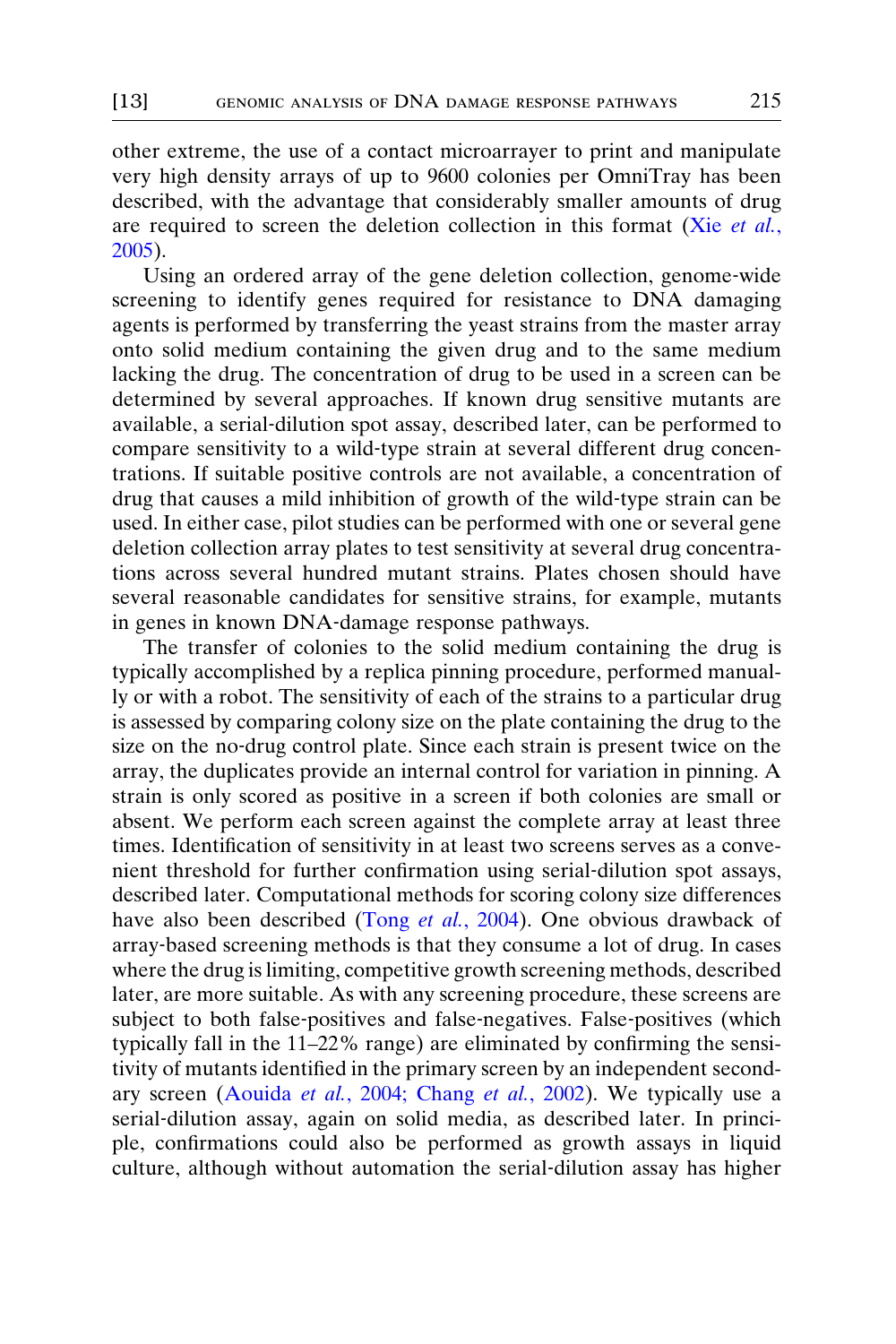other extreme, the use of a contact microarrayer to print and manipulate very high density arrays of up to 9600 colonies per OmniTray has been described, with the advantage that considerably smaller amounts of drug are required to screen the deletion collection in this format (Xie *et al.*, 2005).

Using an ordered array of the gene deletion collection, genome-wide screening to identify genes required for resistance to DNA damaging agents is performed by transferring the yeast strains from the master array onto solid medium containing the given drug and to the same medium lacking the drug. The concentration of drug to be used in a screen can be determined by several approaches. If known drug sensitive mutants are available, a serial-dilution spot assay, described later, can be performed to compare sensitivity to a wild-type strain at several different drug concentrations. If suitable positive controls are not available, a concentration of drug that causes a mild inhibition of growth of the wild-type strain can be used. In either case, pilot studies can be performed with one or several gene deletion collection array plates to test sensitivity at several drug concentrations across several hundred mutant strains. Plates chosen should have several reasonable candidates for sensitive strains, for example, mutants in genes in known DNA-damage response pathways.

The transfer of colonies to the solid medium containing the drug is typically accomplished by a replica pinning procedure, performed manually or with a robot. The sensitivity of each of the strains to a particular drug is assessed by comparing colony size on the plate containing the drug to the size on the no-drug control plate. Since each strain is present twice on the array, the duplicates provide an internal control for variation in pinning. A strain is only scored as positive in a screen if both colonies are small or absent. We perform each screen against the complete array at least three times. Identification of sensitivity in at least two screens serves as a convenient threshold for further confirmation using serial-dilution spot assays, described later. Computational methods for scoring colony size differences have also been described (Tong *et al.*, 2004). One obvious drawback of array-based screening methods is that they consume a lot of drug. In cases where the drug is limiting, competitive growth screening methods, described later, are more suitable. As with any screening procedure, these screens are subject to both false-positives and false-negatives. False-positives (which typically fall in the 11–22% range) are eliminated by confirming the sensitivity of mutants identified in the primary screen by an independent secondary screen (Aouida *et al.*, 2004; Chang *et al.*, 2002). We typically use a serial-dilution assay, again on solid media, as described later. In principle, confirmations could also be performed as growth assays in liquid culture, although without automation the serial-dilution assay has higher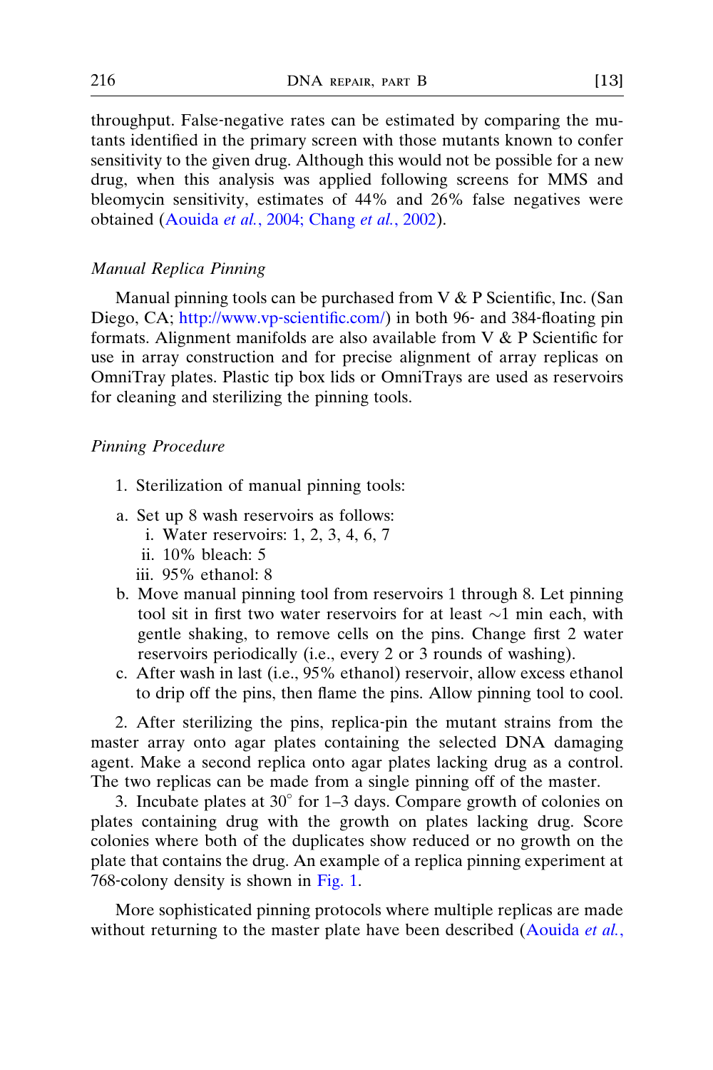throughput. False-negative rates can be estimated by comparing the mutants identified in the primary screen with those mutants known to confer sensitivity to the given drug. Although this would not be possible for a new drug, when this analysis was applied following screens for MMS and bleomycin sensitivity, estimates of 44% and 26% false negatives were obtained (Aouida *et al.*, 2004; Chang *et al.*, 2002).

### *Manual Replica Pinning*

Manual pinning tools can be purchased from V & P Scientific, Inc. (San Diego, CA; http://www.vp-scientific.com/) in both 96- and 384-floating pin formats. Alignment manifolds are also available from V & P Scientific for use in array construction and for precise alignment of array replicas on OmniTray plates. Plastic tip box lids or OmniTrays are used as reservoirs for cleaning and sterilizing the pinning tools.

### *Pinning Procedure*

1. Sterilization of manual pinning tools:

   a. Set up 8 wash reservoirs as follows:
      i. Water reservoirs: 1, 2, 3, 4, 6, 7
      ii. 10% bleach: 5
      iii. 95% ethanol: 8

   b. Move manual pinning tool from reservoirs 1 through 8. Let pinning tool sit in first two water reservoirs for at least ~1 min each, with gentle shaking, to remove cells on the pins. Change first 2 water reservoirs periodically (i.e., every 2 or 3 rounds of washing).

   c. After wash in last (i.e., 95% ethanol) reservoir, allow excess ethanol to drip off the pins, then flame the pins. Allow pinning tool to cool.

2. After sterilizing the pins, replica-pin the mutant strains from the master array onto agar plates containing the selected DNA damaging agent. Make a second replica onto agar plates lacking drug as a control. The two replicas can be made from a single pinning off of the master.

3. Incubate plates at 30° for 1–3 days. Compare growth of colonies on plates containing drug with the growth on plates lacking drug. Score colonies where both of the duplicates show reduced or no growth on the plate that contains the drug. An example of a replica pinning experiment at 768-colony density is shown in Fig. 1.

More sophisticated pinning protocols where multiple replicas are made without returning to the master plate have been described (Aouida *et al.*,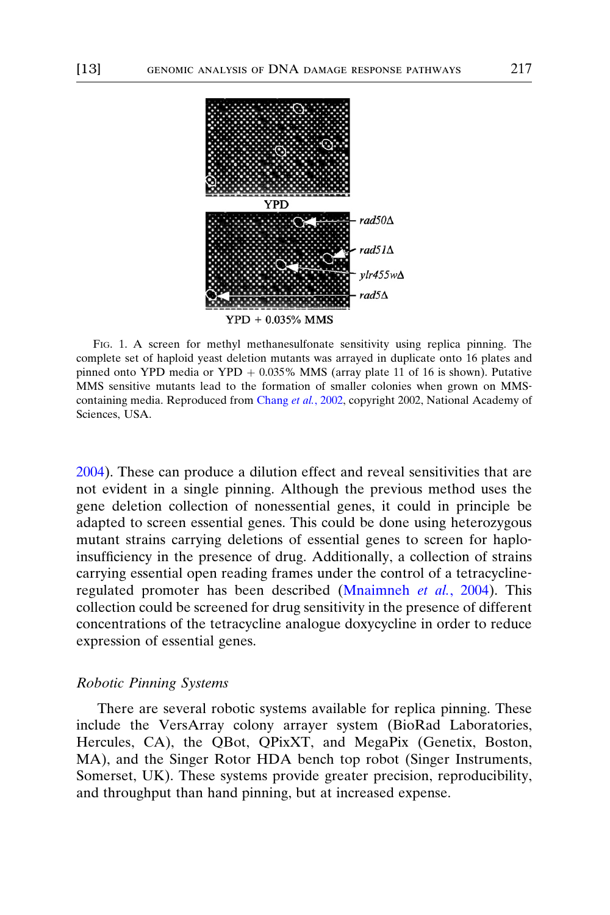Fig. 1. A screen for methyl methanesulfonate sensitivity using replica pinning. The complete set of haploid yeast deletion mutants was arrayed in duplicate onto 16 plates and pinned onto YPD media or YPD + 0.035% MMS (array plate 11 of 16 is shown). Putative MMS sensitive mutants lead to the formation of smaller colonies when grown on MMS-containing media. Reproduced from Chang *et al.*, 2002, copyright 2002, National Academy of Sciences, USA.

2004). These can produce a dilution effect and reveal sensitivities that are not evident in a single pinning. Although the previous method uses the gene deletion collection of nonessential genes, it could in principle be adapted to screen essential genes. This could be done using heterozygous mutant strains carrying deletions of essential genes to screen for haploinsufficiency in the presence of drug. Additionally, a collection of strains carrying essential open reading frames under the control of a tetracycline-regulated promoter has been described (Mnaimneh *et al.*, 2004). This collection could be screened for drug sensitivity in the presence of different concentrations of the tetracycline analogue doxycycline in order to reduce expression of essential genes.

### *Robotic Pinning Systems*

There are several robotic systems available for replica pinning. These include the VersArray colony arrayer system (BioRad Laboratories, Hercules, CA), the QBot, QPixXT, and MegaPix (Genetix, Boston, MA), and the Singer Rotor HDA bench top robot (Singer Instruments, Somerset, UK). These systems provide greater precision, reproducibility, and throughput than hand pinning, but at increased expense.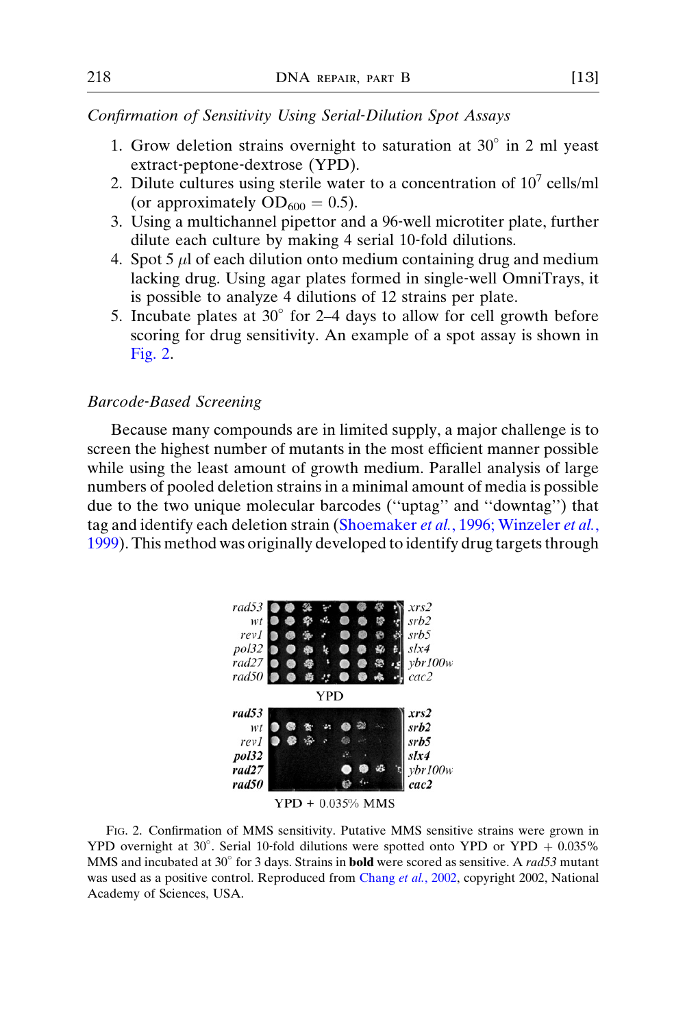*Confirmation of Sensitivity Using Serial-Dilution Spot Assays*

1. Grow deletion strains overnight to saturation at 30° in 2 ml yeast extract-peptone-dextrose (YPD).
2. Dilute cultures using sterile water to a concentration of $10^7$ cells/ml (or approximately $OD_{600} = 0.5$).
3. Using a multichannel pipettor and a 96-well microtiter plate, further dilute each culture by making 4 serial 10-fold dilutions.
4. Spot 5 $\mu$l of each dilution onto medium containing drug and medium lacking drug. Using agar plates formed in single-well OmniTrays, it is possible to analyze 4 dilutions of 12 strains per plate.
5. Incubate plates at 30° for 2–4 days to allow for cell growth before scoring for drug sensitivity. An example of a spot assay is shown in Fig. 2.

*Barcode-Based Screening*

Because many compounds are in limited supply, a major challenge is to screen the highest number of mutants in the most efficient manner possible while using the least amount of growth medium. Parallel analysis of large numbers of pooled deletion strains in a minimal amount of media is possible due to the two unique molecular barcodes (''uptag'' and ''downtag'') that tag and identify each deletion strain (Shoemaker *et al.*, 1996; Winzeler *et al.*, 1999). This method was originally developed to identify drug targets through

Fig. 2. Confirmation of MMS sensitivity. Putative MMS sensitive strains were grown in YPD overnight at 30°. Serial 10-fold dilutions were spotted onto YPD or YPD + 0.035% MMS and incubated at 30° for 3 days. Strains in **bold** were scored as sensitive. A *rad53* mutant was used as a positive control. Reproduced from Chang *et al.*, 2002, copyright 2002, National Academy of Sciences, USA.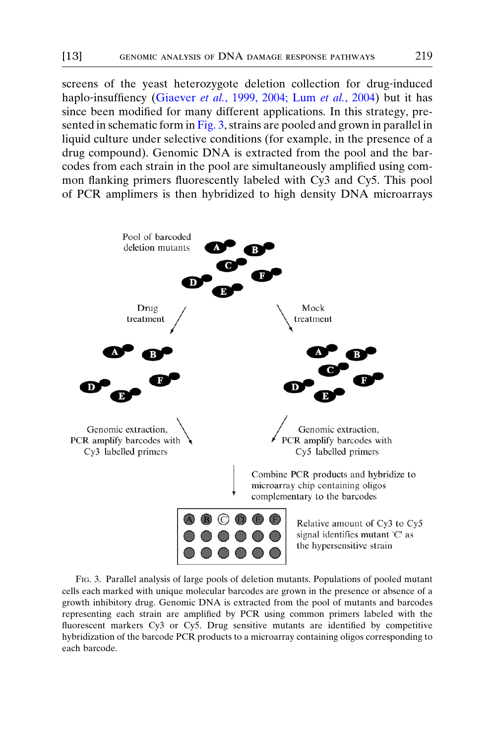screens of the yeast heterozygote deletion collection for drug-induced haplo-insufficiency (Giaever *et al.*, 1999, 2004; Lum *et al.*, 2004) but it has since been modified for many different applications. In this strategy, presented in schematic form in Fig. 3, strains are pooled and grown in parallel in liquid culture under selective conditions (for example, in the presence of a drug compound). Genomic DNA is extracted from the pool and the barcodes from each strain in the pool are simultaneously amplified using common flanking primers fluorescently labeled with Cy3 and Cy5. This pool of PCR amplimers is then hybridized to high density DNA microarrays

Pool of barcoded deletion mutants

Drug treatment

Mock treatment

Genomic extraction, PCR amplify barcodes with Cy3 labelled primers

Genomic extraction, PCR amplify barcodes with Cy5 labelled primers

Combine PCR products and hybridize to microarray chip containing oligos complementary to the barcodes

Relative amount of Cy3 to Cy5 signal identifies mutant 'C' as the hypersensitive strain

Fig. 3. Parallel analysis of large pools of deletion mutants. Populations of pooled mutant cells each marked with unique molecular barcodes are grown in the presence or absence of a growth inhibitory drug. Genomic DNA is extracted from the pool of mutants and barcodes representing each strain are amplified by PCR using common primers labeled with the fluorescent markers Cy3 or Cy5. Drug sensitive mutants are identified by competitive hybridization of the barcode PCR products to a microarray containing oligos corresponding to each barcode.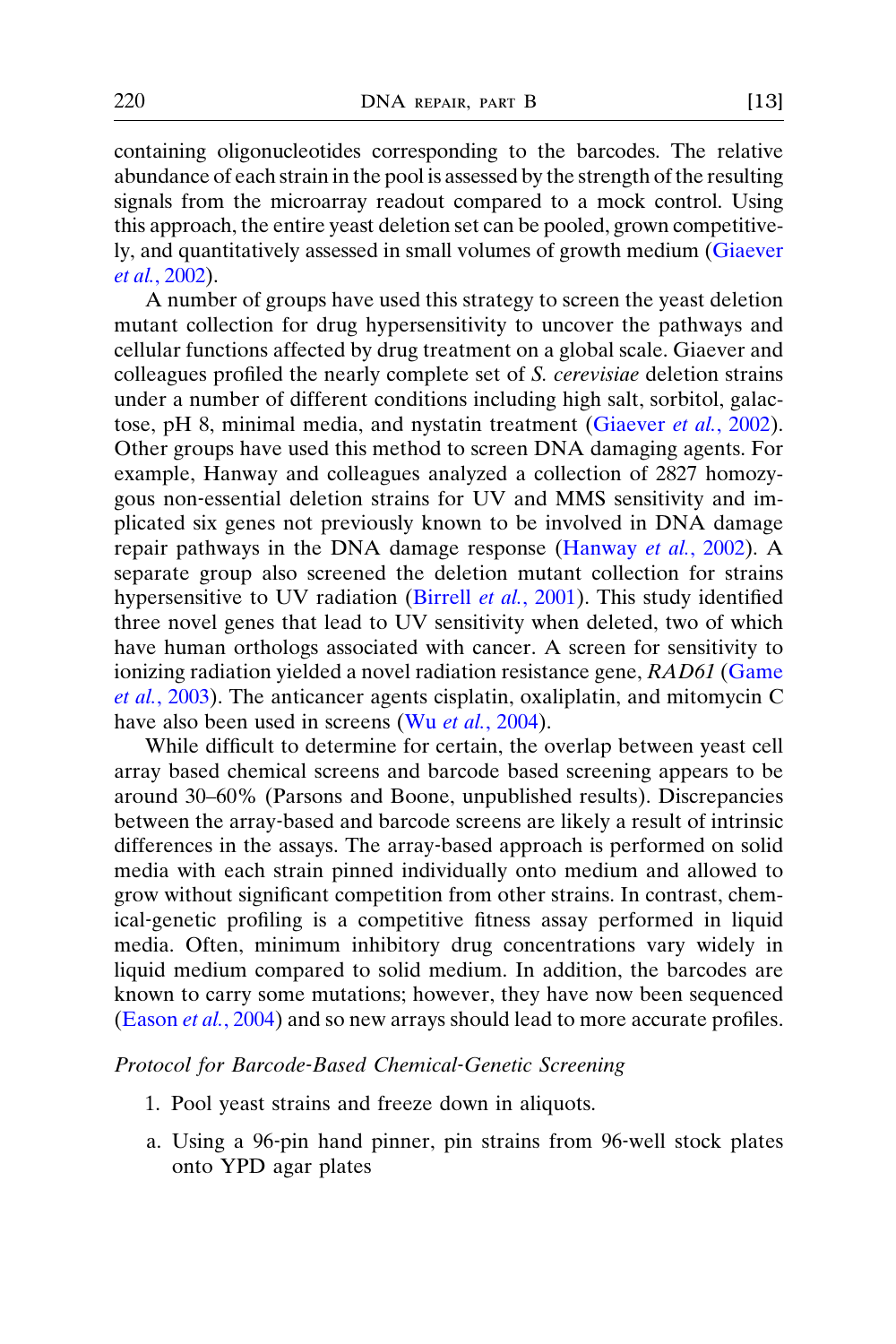containing oligonucleotides corresponding to the barcodes. The relative abundance of each strain in the pool is assessed by the strength of the resulting signals from the microarray readout compared to a mock control. Using this approach, the entire yeast deletion set can be pooled, grown competitively, and quantitatively assessed in small volumes of growth medium (Giaever *et al.*, 2002).

A number of groups have used this strategy to screen the yeast deletion mutant collection for drug hypersensitivity to uncover the pathways and cellular functions affected by drug treatment on a global scale. Giaever and colleagues profiled the nearly complete set of *S. cerevisiae* deletion strains under a number of different conditions including high salt, sorbitol, galactose, pH 8, minimal media, and nystatin treatment (Giaever *et al.*, 2002). Other groups have used this method to screen DNA damaging agents. For example, Hanway and colleagues analyzed a collection of 2827 homozygous non-essential deletion strains for UV and MMS sensitivity and implicated six genes not previously known to be involved in DNA damage repair pathways in the DNA damage response (Hanway *et al.*, 2002). A separate group also screened the deletion mutant collection for strains hypersensitive to UV radiation (Birrell *et al.*, 2001). This study identified three novel genes that lead to UV sensitivity when deleted, two of which have human orthologs associated with cancer. A screen for sensitivity to ionizing radiation yielded a novel radiation resistance gene, *RAD61* (Game *et al.*, 2003). The anticancer agents cisplatin, oxaliplatin, and mitomycin C have also been used in screens (Wu *et al.*, 2004).

While difficult to determine for certain, the overlap between yeast cell array based chemical screens and barcode based screening appears to be around 30–60% (Parsons and Boone, unpublished results). Discrepancies between the array-based and barcode screens are likely a result of intrinsic differences in the assays. The array-based approach is performed on solid media with each strain pinned individually onto medium and allowed to grow without significant competition from other strains. In contrast, chemical-genetic profiling is a competitive fitness assay performed in liquid media. Often, minimum inhibitory drug concentrations vary widely in liquid medium compared to solid medium. In addition, the barcodes are known to carry some mutations; however, they have now been sequenced (Eason *et al.*, 2004) and so new arrays should lead to more accurate profiles.

*Protocol for Barcode-Based Chemical-Genetic Screening*

1. Pool yeast strains and freeze down in aliquots.

a. Using a 96-pin hand pinner, pin strains from 96-well stock plates onto YPD agar plates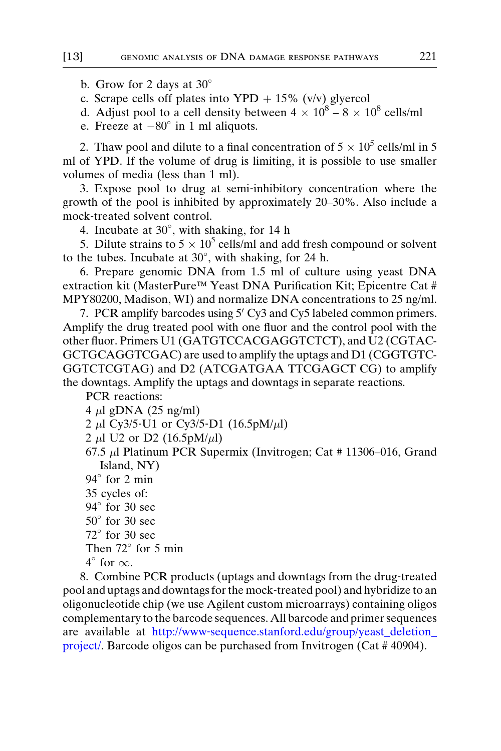b. Grow for 2 days at 30°
c. Scrape cells off plates into YPD + 15% (v/v) glyercol
d. Adjust pool to a cell density between $4 \times 10^8 - 8 \times 10^8$ cells/ml
e. Freeze at −80° in 1 ml aliquots.

2. Thaw pool and dilute to a final concentration of $5 \times 10^5$ cells/ml in 5 ml of YPD. If the volume of drug is limiting, it is possible to use smaller volumes of media (less than 1 ml).

3. Expose pool to drug at semi-inhibitory concentration where the growth of the pool is inhibited by approximately 20–30%. Also include a mock-treated solvent control.

4. Incubate at 30°, with shaking, for 14 h

5. Dilute strains to $5 \times 10^5$ cells/ml and add fresh compound or solvent to the tubes. Incubate at 30°, with shaking, for 24 h.

6. Prepare genomic DNA from 1.5 ml of culture using yeast DNA extraction kit (MasterPure™ Yeast DNA Purification Kit; Epicentre Cat # MPY80200, Madison, WI) and normalize DNA concentrations to 25 ng/ml.

7. PCR amplify barcodes using 5′ Cy3 and Cy5 labeled common primers. Amplify the drug treated pool with one fluor and the control pool with the other fluor. Primers U1 (GATGTCCACGAGGTCTCT), and U2 (CGTACGCTGCAGGTCGAC) are used to amplify the uptags and D1 (CGGTGTCGGTCTCGTAG) and D2 (ATCGATGAA TTCGAGCT CG) to amplify the downtags. Amplify the uptags and downtags in separate reactions.

PCR reactions:
4 μl gDNA (25 ng/ml)
2 μl Cy3/5-U1 or Cy3/5-D1 (16.5pM/μl)
2 μl U2 or D2 (16.5pM/μl)
67.5 μl Platinum PCR Supermix (Invitrogen; Cat # 11306–016, Grand Island, NY)
94° for 2 min
35 cycles of:
94° for 30 sec
50° for 30 sec
72° for 30 sec
Then 72° for 5 min
4° for ∞.

8. Combine PCR products (uptags and downtags from the drug-treated pool and uptags and downtags for the mock-treated pool) and hybridize to an oligonucleotide chip (we use Agilent custom microarrays) containing oligos complementary to the barcode sequences. All barcode and primer sequences are available at http://www-sequence.stanford.edu/group/yeast_deletion_project/. Barcode oligos can be purchased from Invitrogen (Cat # 40904).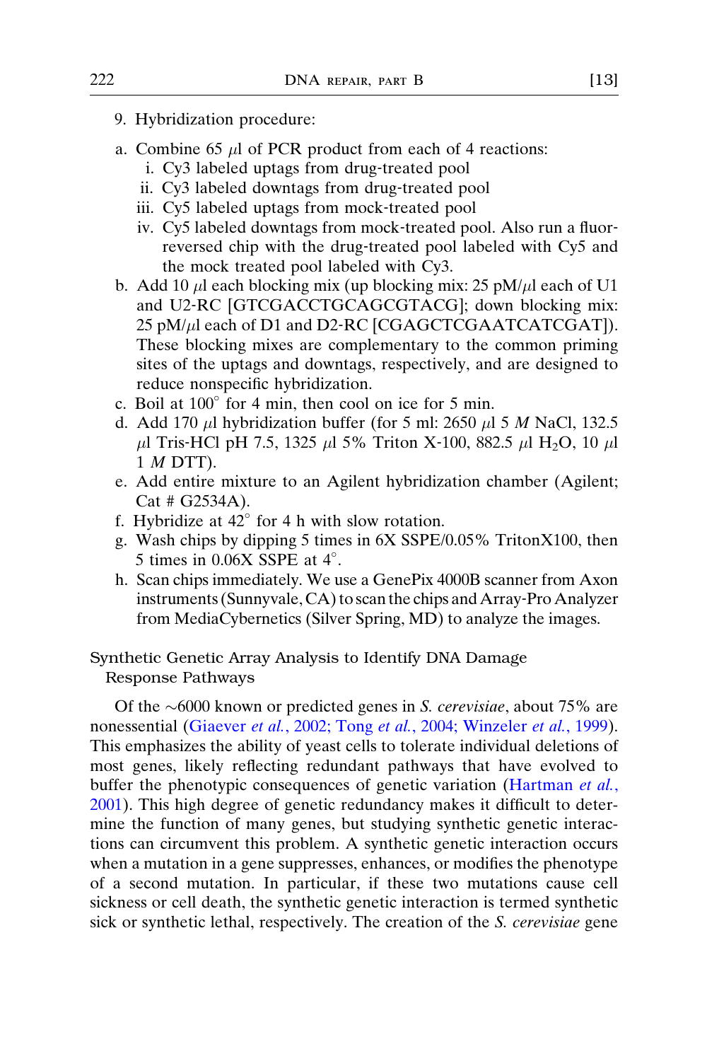9. Hybridization procedure:

a. Combine 65 $\mu$l of PCR product from each of 4 reactions:
   i. Cy3 labeled uptags from drug-treated pool
   ii. Cy3 labeled downtags from drug-treated pool
   iii. Cy5 labeled uptags from mock-treated pool
   iv. Cy5 labeled downtags from mock-treated pool. Also run a fluor-reversed chip with the drug-treated pool labeled with Cy5 and the mock treated pool labeled with Cy3.

b. Add 10 $\mu$l each blocking mix (up blocking mix: 25 pM/$\mu$l each of U1 and U2-RC [GTCGACCTGCAGCGTACG]; down blocking mix: 25 pM/$\mu$l each of D1 and D2-RC [CGAGCTCGAATCATCGAT]). These blocking mixes are complementary to the common priming sites of the uptags and downtags, respectively, and are designed to reduce nonspecific hybridization.

c. Boil at 100° for 4 min, then cool on ice for 5 min.

d. Add 170 $\mu$l hybridization buffer (for 5 ml: 2650 $\mu$l 5 *M* NaCl, 132.5 $\mu$l Tris-HCl pH 7.5, 1325 $\mu$l 5% Triton X-100, 882.5 $\mu$l $H_2O$, 10 $\mu$l 1 *M* DTT).

e. Add entire mixture to an Agilent hybridization chamber (Agilent; Cat # G2534A).

f. Hybridize at 42° for 4 h with slow rotation.

g. Wash chips by dipping 5 times in 6X SSPE/0.05% TritonX100, then 5 times in 0.06X SSPE at 4°.

h. Scan chips immediately. We use a GenePix 4000B scanner from Axon instruments (Sunnyvale, CA) to scan the chips and Array-Pro Analyzer from MediaCybernetics (Silver Spring, MD) to analyze the images.

## Synthetic Genetic Array Analysis to Identify DNA Damage Response Pathways

Of the ~6000 known or predicted genes in *S. cerevisiae*, about 75% are nonessential (Giaever *et al.*, 2002; Tong *et al.*, 2004; Winzeler *et al.*, 1999). This emphasizes the ability of yeast cells to tolerate individual deletions of most genes, likely reflecting redundant pathways that have evolved to buffer the phenotypic consequences of genetic variation (Hartman *et al.*, 2001). This high degree of genetic redundancy makes it difficult to determine the function of many genes, but studying synthetic genetic interactions can circumvent this problem. A synthetic genetic interaction occurs when a mutation in a gene suppresses, enhances, or modifies the phenotype of a second mutation. In particular, if these two mutations cause cell sickness or cell death, the synthetic genetic interaction is termed synthetic sick or synthetic lethal, respectively. The creation of the *S. cerevisiae* gene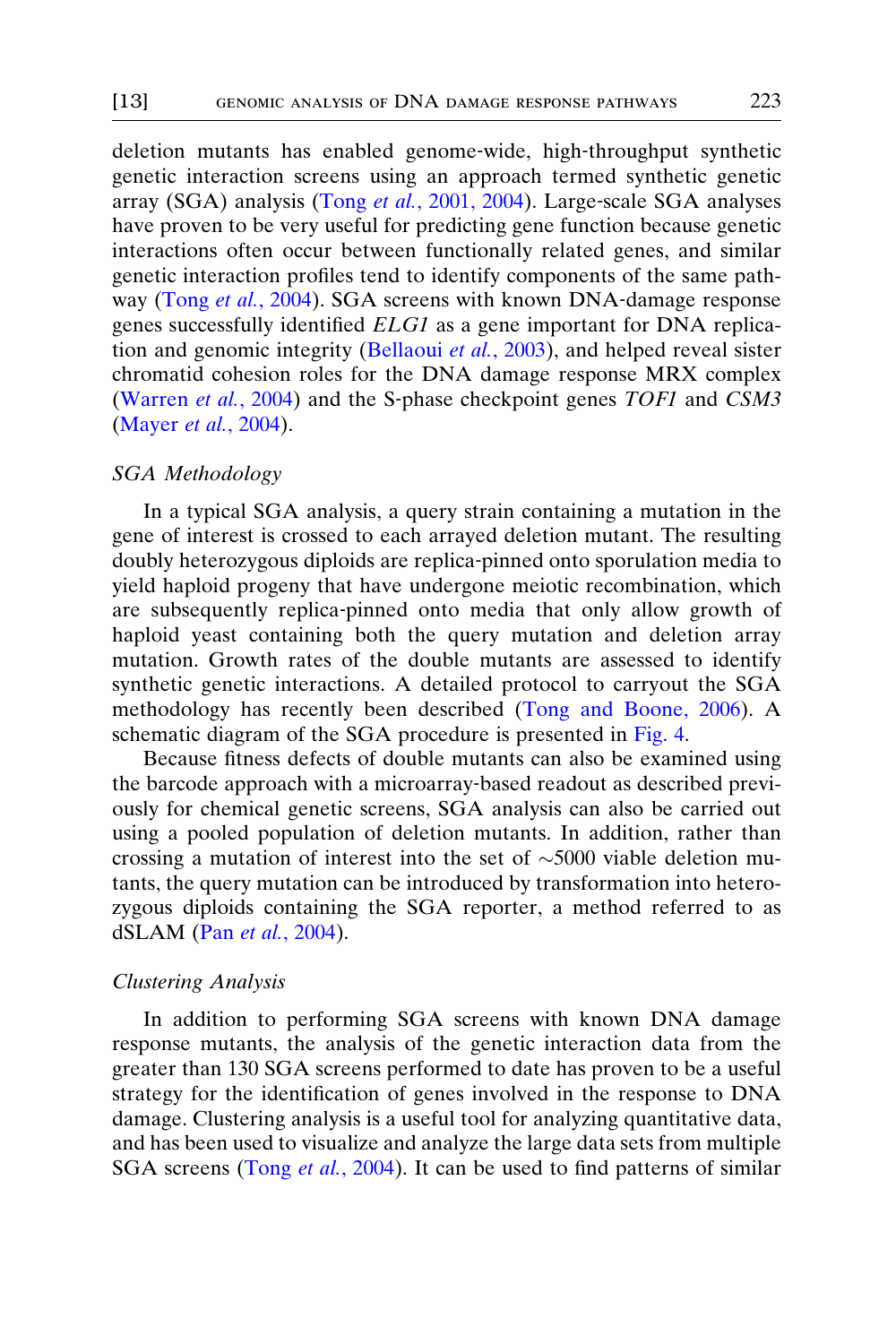deletion mutants has enabled genome-wide, high-throughput synthetic genetic interaction screens using an approach termed synthetic genetic array (SGA) analysis (Tong *et al.*, 2001, 2004). Large-scale SGA analyses have proven to be very useful for predicting gene function because genetic interactions often occur between functionally related genes, and similar genetic interaction profiles tend to identify components of the same pathway (Tong *et al.*, 2004). SGA screens with known DNA-damage response genes successfully identified *ELG1* as a gene important for DNA replication and genomic integrity (Bellaoui *et al.*, 2003), and helped reveal sister chromatid cohesion roles for the DNA damage response MRX complex (Warren *et al.*, 2004) and the S-phase checkpoint genes *TOF1* and *CSM3* (Mayer *et al.*, 2004).

### SGA Methodology

In a typical SGA analysis, a query strain containing a mutation in the gene of interest is crossed to each arrayed deletion mutant. The resulting doubly heterozygous diploids are replica-pinned onto sporulation media to yield haploid progeny that have undergone meiotic recombination, which are subsequently replica-pinned onto media that only allow growth of haploid yeast containing both the query mutation and deletion array mutation. Growth rates of the double mutants are assessed to identify synthetic genetic interactions. A detailed protocol to carryout the SGA methodology has recently been described (Tong and Boone, 2006). A schematic diagram of the SGA procedure is presented in Fig. 4.

Because fitness defects of double mutants can also be examined using the barcode approach with a microarray-based readout as described previously for chemical genetic screens, SGA analysis can also be carried out using a pooled population of deletion mutants. In addition, rather than crossing a mutation of interest into the set of ~5000 viable deletion mutants, the query mutation can be introduced by transformation into heterozygous diploids containing the SGA reporter, a method referred to as dSLAM (Pan *et al.*, 2004).

### Clustering Analysis

In addition to performing SGA screens with known DNA damage response mutants, the analysis of the genetic interaction data from the greater than 130 SGA screens performed to date has proven to be a useful strategy for the identification of genes involved in the response to DNA damage. Clustering analysis is a useful tool for analyzing quantitative data, and has been used to visualize and analyze the large data sets from multiple SGA screens (Tong *et al.*, 2004). It can be used to find patterns of similar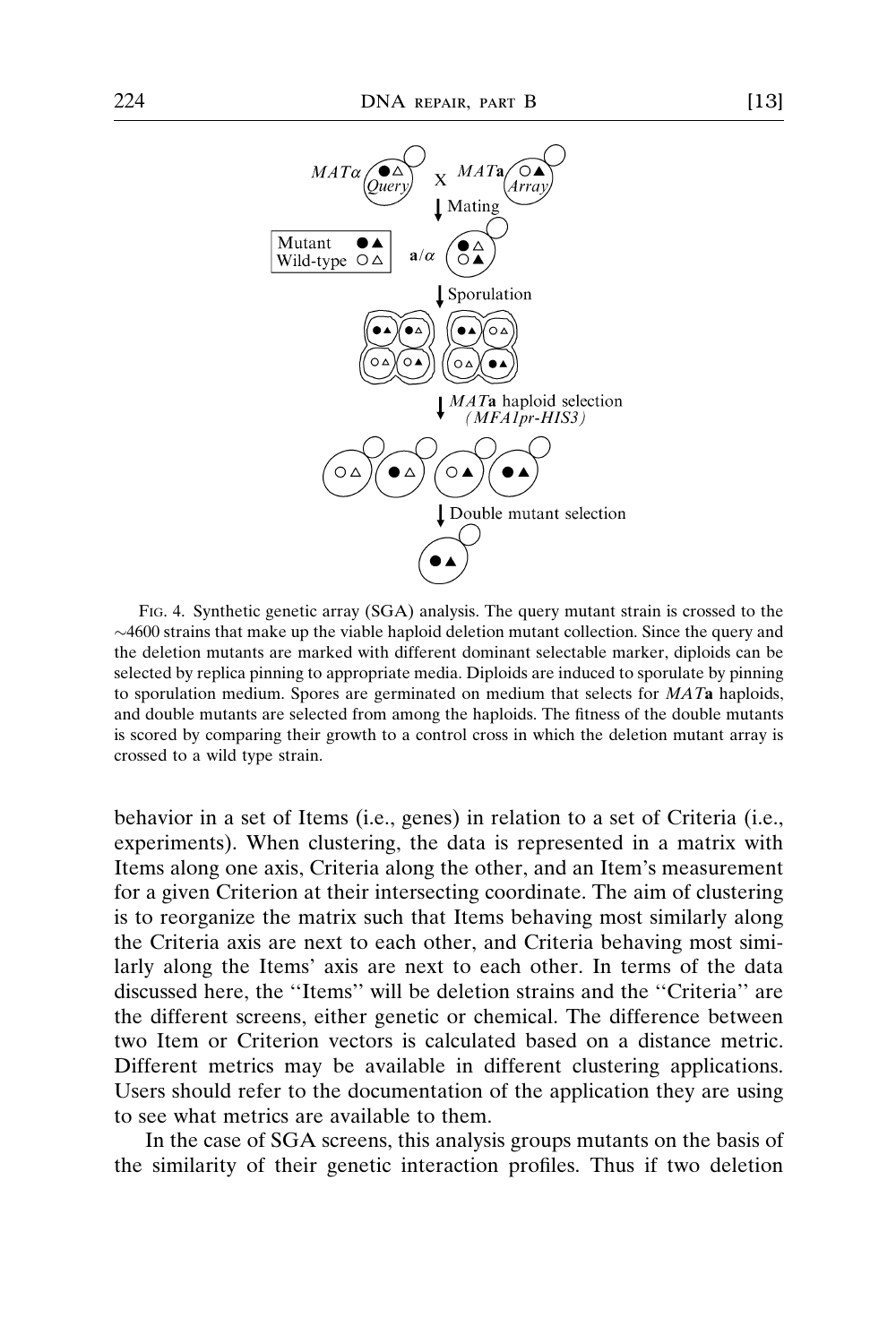Fig. 4. Synthetic genetic array (SGA) analysis. The query mutant strain is crossed to the ~4600 strains that make up the viable haploid deletion mutant collection. Since the query and the deletion mutants are marked with different dominant selectable marker, diploids can be selected by replica pinning to appropriate media. Diploids are induced to sporulate by pinning to sporulation medium. Spores are germinated on medium that selects for *MAT***a** haploids, and double mutants are selected from among the haploids. The fitness of the double mutants is scored by comparing their growth to a control cross in which the deletion mutant array is crossed to a wild type strain.

behavior in a set of Items (i.e., genes) in relation to a set of Criteria (i.e., experiments). When clustering, the data is represented in a matrix with Items along one axis, Criteria along the other, and an Item's measurement for a given Criterion at their intersecting coordinate. The aim of clustering is to reorganize the matrix such that Items behaving most similarly along the Criteria axis are next to each other, and Criteria behaving most similarly along the Items' axis are next to each other. In terms of the data discussed here, the "Items" will be deletion strains and the "Criteria" are the different screens, either genetic or chemical. The difference between two Item or Criterion vectors is calculated based on a distance metric. Different metrics may be available in different clustering applications. Users should refer to the documentation of the application they are using to see what metrics are available to them.

In the case of SGA screens, this analysis groups mutants on the basis of the similarity of their genetic interaction profiles. Thus if two deletion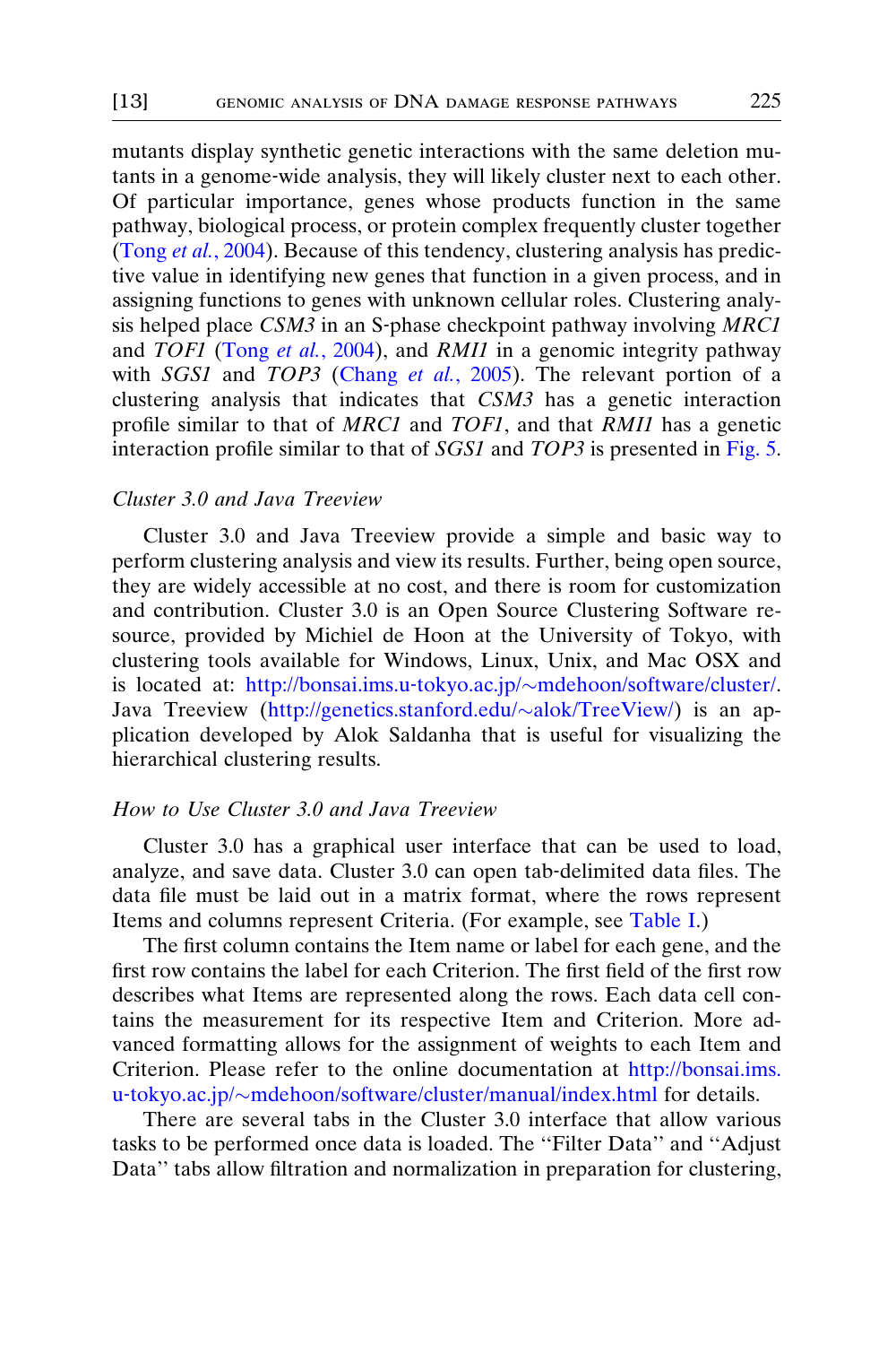mutants display synthetic genetic interactions with the same deletion mutants in a genome-wide analysis, they will likely cluster next to each other. Of particular importance, genes whose products function in the same pathway, biological process, or protein complex frequently cluster together (Tong *et al.*, 2004). Because of this tendency, clustering analysis has predictive value in identifying new genes that function in a given process, and in assigning functions to genes with unknown cellular roles. Clustering analysis helped place *CSM3* in an S-phase checkpoint pathway involving *MRC1* and *TOF1* (Tong *et al.*, 2004), and *RMI1* in a genomic integrity pathway with *SGS1* and *TOP3* (Chang *et al.*, 2005). The relevant portion of a clustering analysis that indicates that *CSM3* has a genetic interaction profile similar to that of *MRC1* and *TOF1*, and that *RMI1* has a genetic interaction profile similar to that of *SGS1* and *TOP3* is presented in Fig. 5.

### *Cluster 3.0 and Java Treeview*

Cluster 3.0 and Java Treeview provide a simple and basic way to perform clustering analysis and view its results. Further, being open source, they are widely accessible at no cost, and there is room for customization and contribution. Cluster 3.0 is an Open Source Clustering Software resource, provided by Michiel de Hoon at the University of Tokyo, with clustering tools available for Windows, Linux, Unix, and Mac OSX and is located at: http://bonsai.ims.u-tokyo.ac.jp/~mdehoon/software/cluster/. Java Treeview (http://genetics.stanford.edu/~alok/TreeView/) is an application developed by Alok Saldanha that is useful for visualizing the hierarchical clustering results.

### *How to Use Cluster 3.0 and Java Treeview*

Cluster 3.0 has a graphical user interface that can be used to load, analyze, and save data. Cluster 3.0 can open tab-delimited data files. The data file must be laid out in a matrix format, where the rows represent Items and columns represent Criteria. (For example, see Table I.)

The first column contains the Item name or label for each gene, and the first row contains the label for each Criterion. The first field of the first row describes what Items are represented along the rows. Each data cell contains the measurement for its respective Item and Criterion. More advanced formatting allows for the assignment of weights to each Item and Criterion. Please refer to the online documentation at http://bonsai.ims.u-tokyo.ac.jp/~mdehoon/software/cluster/manual/index.html for details.

There are several tabs in the Cluster 3.0 interface that allow various tasks to be performed once data is loaded. The "Filter Data" and "Adjust Data" tabs allow filtration and normalization in preparation for clustering,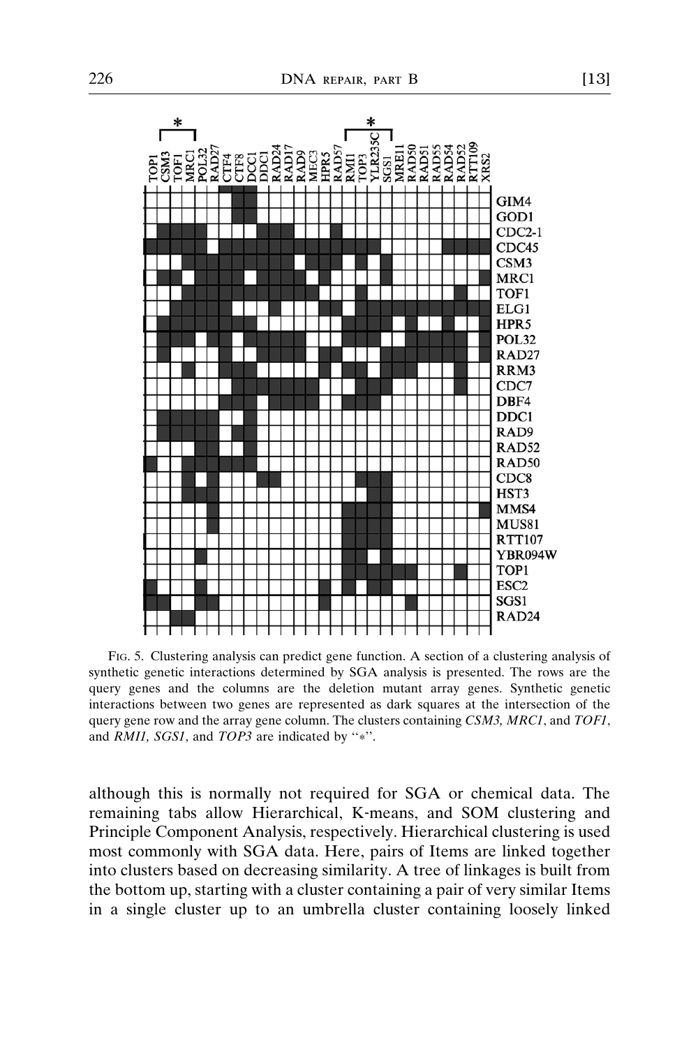FIG. 5. Clustering analysis can predict gene function. A section of a clustering analysis of synthetic genetic interactions determined by SGA analysis is presented. The rows are the query genes and the columns are the deletion mutant array genes. Synthetic genetic interactions between two genes are represented as dark squares at the intersection of the query gene row and the array gene column. The clusters containing *CSM3, MRC1*, and *TOF1*, and *RMI1, SGS1*, and *TOP3* are indicated by "*".

although this is normally not required for SGA or chemical data. The remaining tabs allow Hierarchical, K-means, and SOM clustering and Principle Component Analysis, respectively. Hierarchical clustering is used most commonly with SGA data. Here, pairs of Items are linked together into clusters based on decreasing similarity. A tree of linkages is built from the bottom up, starting with a cluster containing a pair of very similar Items in a single cluster up to an umbrella cluster containing loosely linked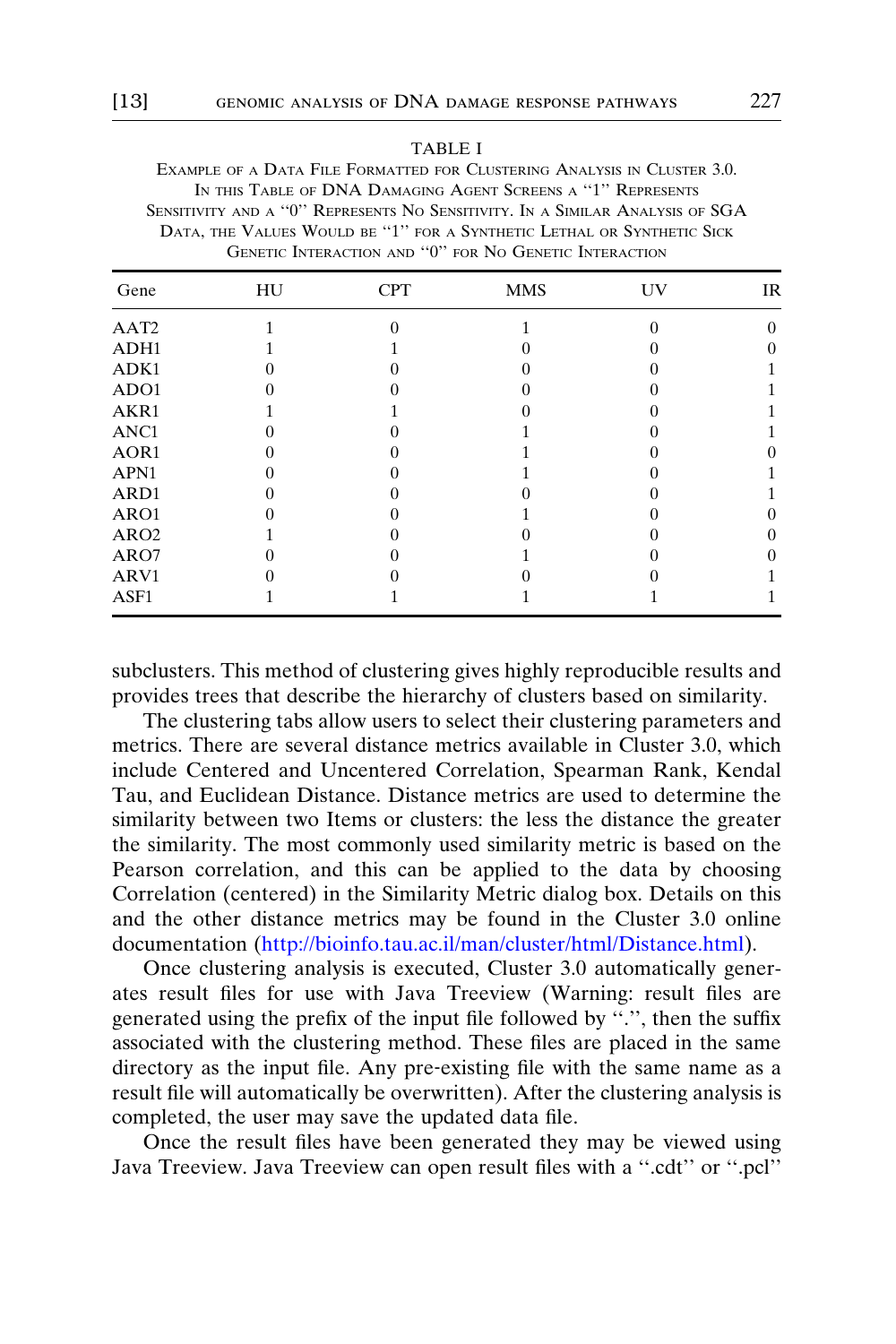TABLE I

EXAMPLE OF A DATA FILE FORMATTED FOR CLUSTERING ANALYSIS IN CLUSTER 3.0. IN THIS TABLE OF DNA DAMAGING AGENT SCREENS A "1" REPRESENTS SENSITIVITY AND A "0" REPRESENTS NO SENSITIVITY. IN A SIMILAR ANALYSIS OF SGA DATA, THE VALUES WOULD BE "1" FOR A SYNTHETIC LETHAL OR SYNTHETIC SICK GENETIC INTERACTION AND "0" FOR NO GENETIC INTERACTION

| Gene | HU | CPT | MMS | UV | IR |
|---|---|---|---|---|---|
| AAT2 | 1 | 0 | 1 | 0 | 0 |
| ADH1 | 1 | 1 | 0 | 0 | 0 |
| ADK1 | 0 | 0 | 0 | 0 | 1 |
| ADO1 | 0 | 0 | 0 | 0 | 1 |
| AKR1 | 1 | 1 | 0 | 0 | 1 |
| ANC1 | 0 | 0 | 1 | 0 | 1 |
| AOR1 | 0 | 0 | 1 | 0 | 0 |
| APN1 | 0 | 0 | 1 | 0 | 1 |
| ARD1 | 0 | 0 | 0 | 0 | 1 |
| ARO1 | 0 | 0 | 1 | 0 | 0 |
| ARO2 | 1 | 0 | 0 | 0 | 0 |
| ARO7 | 0 | 0 | 1 | 0 | 0 |
| ARV1 | 0 | 0 | 0 | 0 | 1 |
| ASF1 | 1 | 1 | 1 | 1 | 1 |

subclusters. This method of clustering gives highly reproducible results and provides trees that describe the hierarchy of clusters based on similarity.

The clustering tabs allow users to select their clustering parameters and metrics. There are several distance metrics available in Cluster 3.0, which include Centered and Uncentered Correlation, Spearman Rank, Kendal Tau, and Euclidean Distance. Distance metrics are used to determine the similarity between two Items or clusters: the less the distance the greater the similarity. The most commonly used similarity metric is based on the Pearson correlation, and this can be applied to the data by choosing Correlation (centered) in the Similarity Metric dialog box. Details on this and the other distance metrics may be found in the Cluster 3.0 online documentation (http://bioinfo.tau.ac.il/man/cluster/html/Distance.html).

Once clustering analysis is executed, Cluster 3.0 automatically generates result files for use with Java Treeview (Warning: result files are generated using the prefix of the input file followed by ".", then the suffix associated with the clustering method. These files are placed in the same directory as the input file. Any pre-existing file with the same name as a result file will automatically be overwritten). After the clustering analysis is completed, the user may save the updated data file.

Once the result files have been generated they may be viewed using Java Treeview. Java Treeview can open result files with a ".cdt" or ".pcl"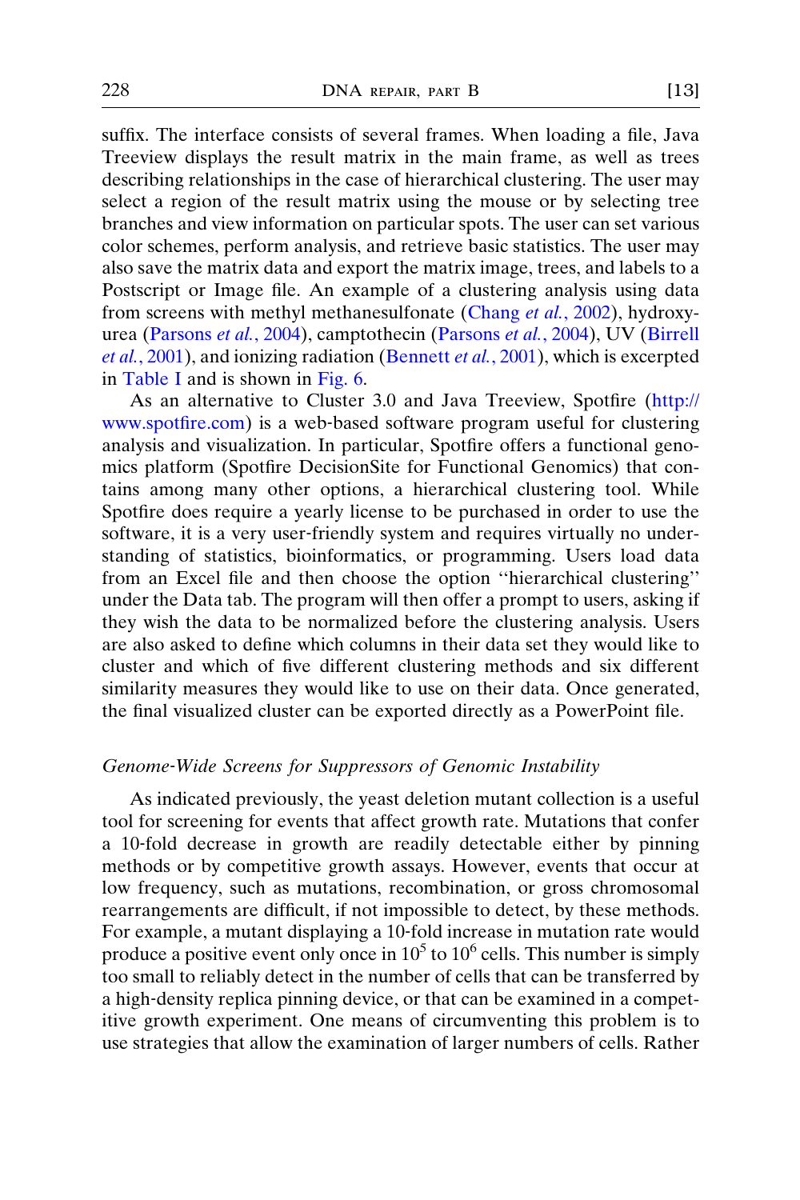suffix. The interface consists of several frames. When loading a file, Java Treeview displays the result matrix in the main frame, as well as trees describing relationships in the case of hierarchical clustering. The user may select a region of the result matrix using the mouse or by selecting tree branches and view information on particular spots. The user can set various color schemes, perform analysis, and retrieve basic statistics. The user may also save the matrix data and export the matrix image, trees, and labels to a Postscript or Image file. An example of a clustering analysis using data from screens with methyl methanesulfonate (Chang *et al.*, 2002), hydroxyurea (Parsons *et al.*, 2004), camptothecin (Parsons *et al.*, 2004), UV (Birrell *et al.*, 2001), and ionizing radiation (Bennett *et al.*, 2001), which is excerpted in Table I and is shown in Fig. 6.

As an alternative to Cluster 3.0 and Java Treeview, Spotfire (http://www.spotfire.com) is a web-based software program useful for clustering analysis and visualization. In particular, Spotfire offers a functional genomics platform (Spotfire DecisionSite for Functional Genomics) that contains among many other options, a hierarchical clustering tool. While Spotfire does require a yearly license to be purchased in order to use the software, it is a very user-friendly system and requires virtually no understanding of statistics, bioinformatics, or programming. Users load data from an Excel file and then choose the option ''hierarchical clustering'' under the Data tab. The program will then offer a prompt to users, asking if they wish the data to be normalized before the clustering analysis. Users are also asked to define which columns in their data set they would like to cluster and which of five different clustering methods and six different similarity measures they would like to use on their data. Once generated, the final visualized cluster can be exported directly as a PowerPoint file.

### *Genome-Wide Screens for Suppressors of Genomic Instability*

As indicated previously, the yeast deletion mutant collection is a useful tool for screening for events that affect growth rate. Mutations that confer a 10-fold decrease in growth are readily detectable either by pinning methods or by competitive growth assays. However, events that occur at low frequency, such as mutations, recombination, or gross chromosomal rearrangements are difficult, if not impossible to detect, by these methods. For example, a mutant displaying a 10-fold increase in mutation rate would produce a positive event only once in $10^5$ to $10^6$ cells. This number is simply too small to reliably detect in the number of cells that can be transferred by a high-density replica pinning device, or that can be examined in a competitive growth experiment. One means of circumventing this problem is to use strategies that allow the examination of larger numbers of cells. Rather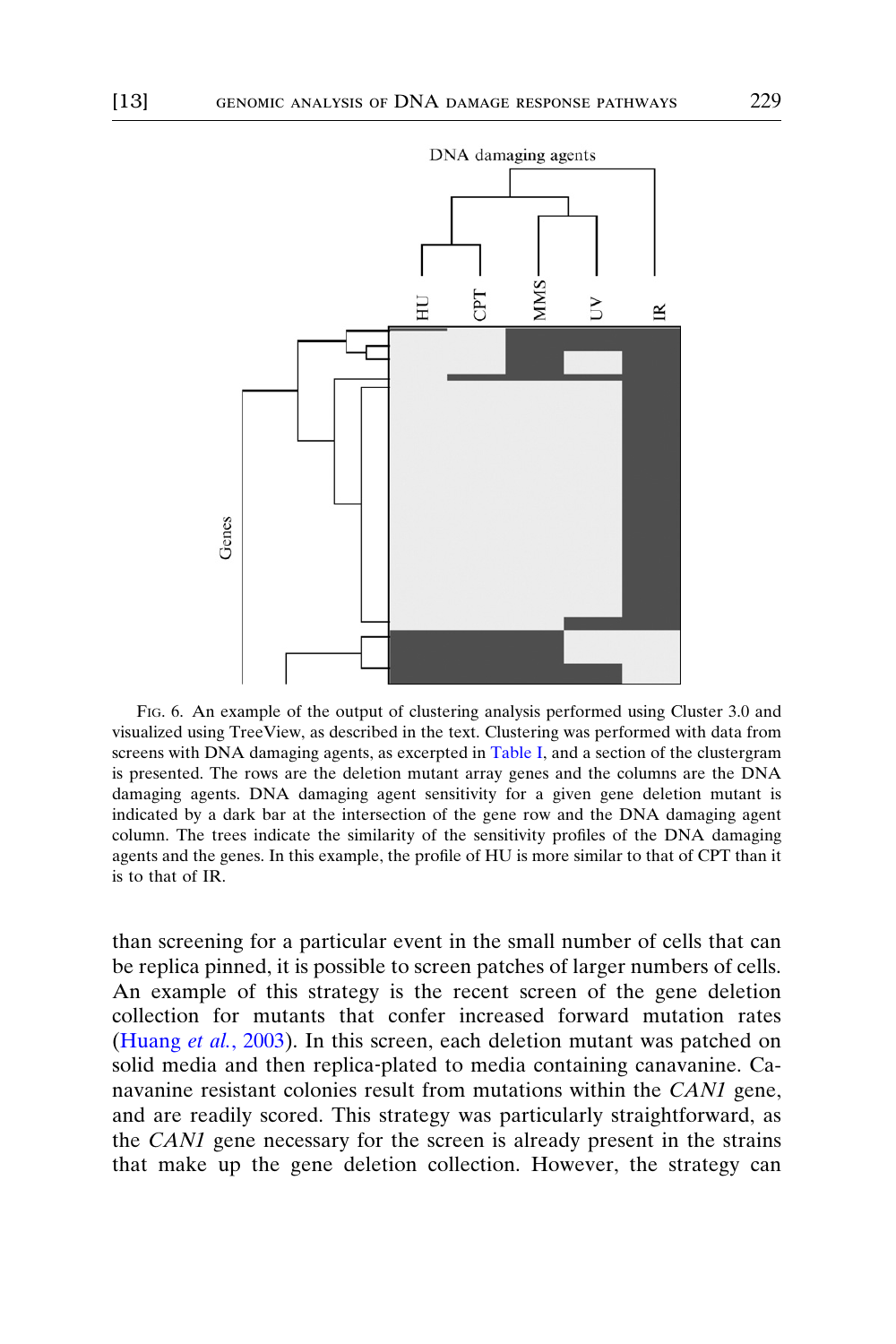FIG. 6. An example of the output of clustering analysis performed using Cluster 3.0 and visualized using TreeView, as described in the text. Clustering was performed with data from screens with DNA damaging agents, as excerpted in Table I, and a section of the clustergram is presented. The rows are the deletion mutant array genes and the columns are the DNA damaging agents. DNA damaging agent sensitivity for a given gene deletion mutant is indicated by a dark bar at the intersection of the gene row and the DNA damaging agent column. The trees indicate the similarity of the sensitivity profiles of the DNA damaging agents and the genes. In this example, the profile of HU is more similar to that of CPT than it is to that of IR.

than screening for a particular event in the small number of cells that can be replica pinned, it is possible to screen patches of larger numbers of cells. An example of this strategy is the recent screen of the gene deletion collection for mutants that confer increased forward mutation rates (Huang *et al.*, 2003). In this screen, each deletion mutant was patched on solid media and then replica-plated to media containing canavanine. Canavanine resistant colonies result from mutations within the *CAN1* gene, and are readily scored. This strategy was particularly straightforward, as the *CAN1* gene necessary for the screen is already present in the strains that make up the gene deletion collection. However, the strategy can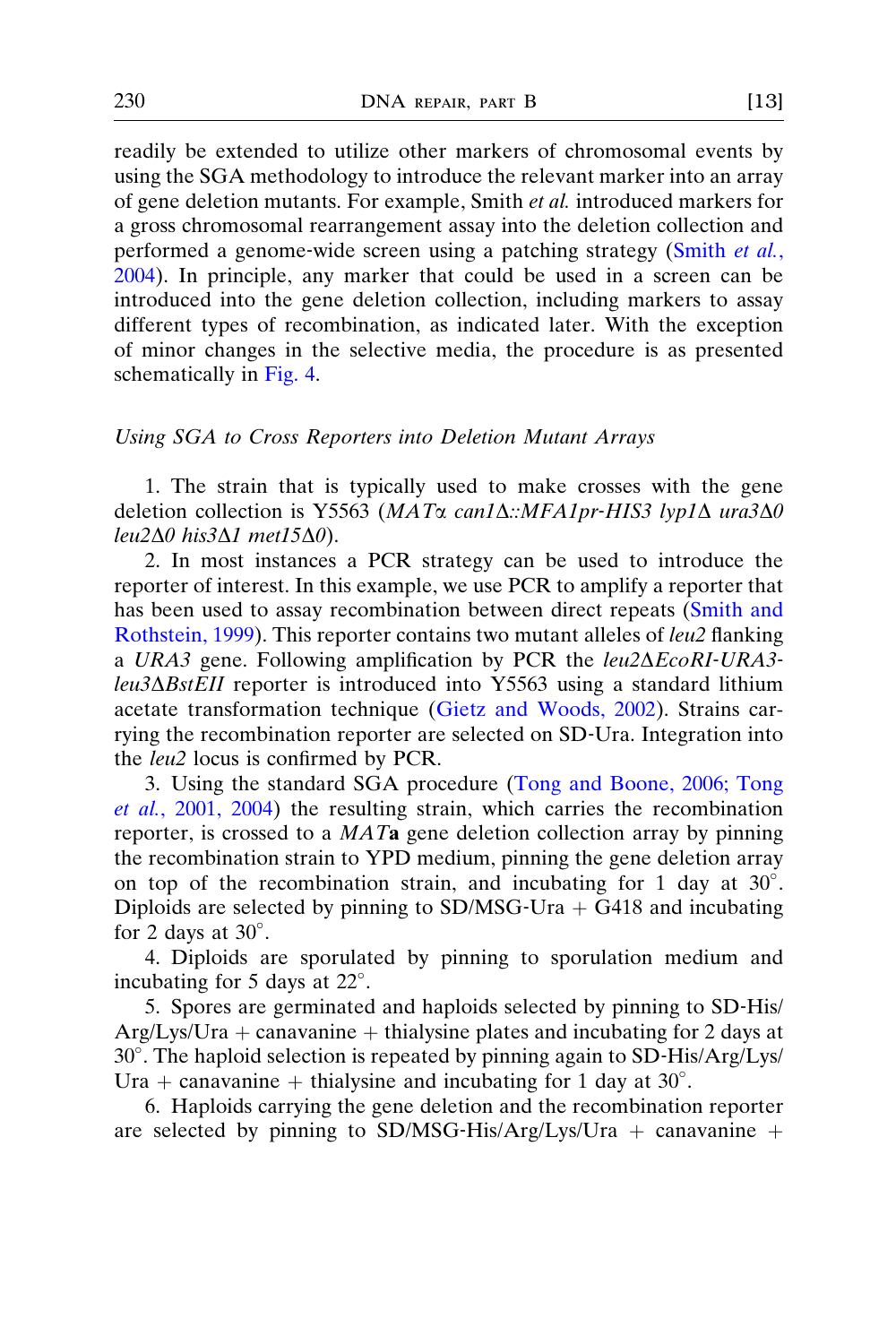readily be extended to utilize other markers of chromosomal events by using the SGA methodology to introduce the relevant marker into an array of gene deletion mutants. For example, Smith *et al.* introduced markers for a gross chromosomal rearrangement assay into the deletion collection and performed a genome-wide screen using a patching strategy (Smith *et al.*, 2004). In principle, any marker that could be used in a screen can be introduced into the gene deletion collection, including markers to assay different types of recombination, as indicated later. With the exception of minor changes in the selective media, the procedure is as presented schematically in Fig. 4.

*Using SGA to Cross Reporters into Deletion Mutant Arrays*

1. The strain that is typically used to make crosses with the gene deletion collection is Y5563 (*MATα can1Δ::MFA1pr-HIS3 lyp1Δ ura3Δ0 leu2Δ0 his3Δ1 met15Δ0*).

2. In most instances a PCR strategy can be used to introduce the reporter of interest. In this example, we use PCR to amplify a reporter that has been used to assay recombination between direct repeats (Smith and Rothstein, 1999). This reporter contains two mutant alleles of *leu2* flanking a *URA3* gene. Following amplification by PCR the *leu2ΔEcoRI-URA3-leu3ΔBstEII* reporter is introduced into Y5563 using a standard lithium acetate transformation technique (Gietz and Woods, 2002). Strains carrying the recombination reporter are selected on SD-Ura. Integration into the *leu2* locus is confirmed by PCR.

3. Using the standard SGA procedure (Tong and Boone, 2006; Tong *et al.*, 2001, 2004) the resulting strain, which carries the recombination reporter, is crossed to a *MAT***a** gene deletion collection array by pinning the recombination strain to YPD medium, pinning the gene deletion array on top of the recombination strain, and incubating for 1 day at 30°. Diploids are selected by pinning to SD/MSG-Ura + G418 and incubating for 2 days at 30°.

4. Diploids are sporulated by pinning to sporulation medium and incubating for 5 days at 22°.

5. Spores are germinated and haploids selected by pinning to SD-His/Arg/Lys/Ura + canavanine + thialysine plates and incubating for 2 days at 30°. The haploid selection is repeated by pinning again to SD-His/Arg/Lys/Ura + canavanine + thialysine and incubating for 1 day at 30°.

6. Haploids carrying the gene deletion and the recombination reporter are selected by pinning to SD/MSG-His/Arg/Lys/Ura + canavanine +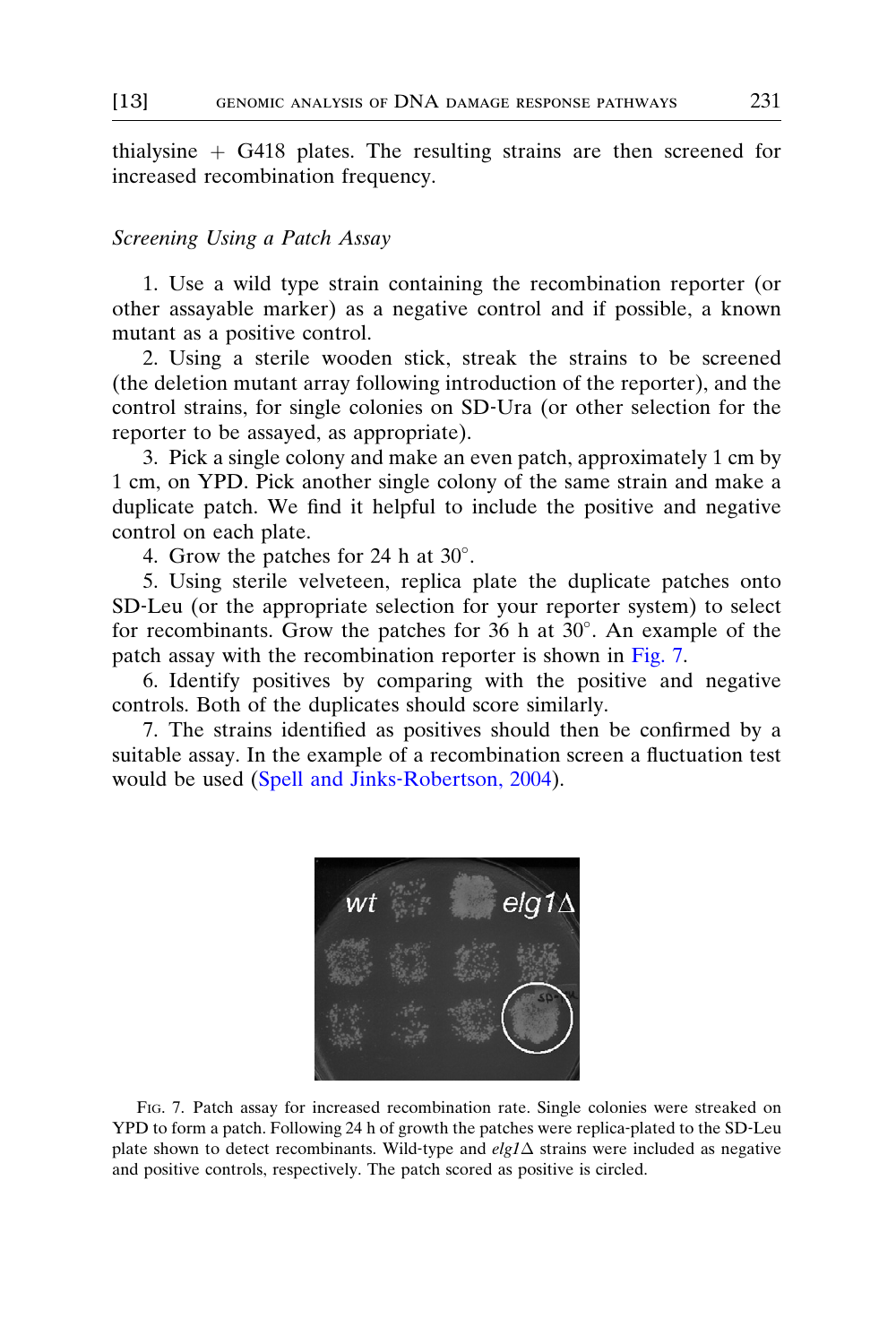thialysine + G418 plates. The resulting strains are then screened for increased recombination frequency.

### *Screening Using a Patch Assay*

1. Use a wild type strain containing the recombination reporter (or other assayable marker) as a negative control and if possible, a known mutant as a positive control.
2. Using a sterile wooden stick, streak the strains to be screened (the deletion mutant array following introduction of the reporter), and the control strains, for single colonies on SD-Ura (or other selection for the reporter to be assayed, as appropriate).
3. Pick a single colony and make an even patch, approximately 1 cm by 1 cm, on YPD. Pick another single colony of the same strain and make a duplicate patch. We find it helpful to include the positive and negative control on each plate.
4. Grow the patches for 24 h at 30°.
5. Using sterile velveteen, replica plate the duplicate patches onto SD-Leu (or the appropriate selection for your reporter system) to select for recombinants. Grow the patches for 36 h at 30°. An example of the patch assay with the recombination reporter is shown in Fig. 7.
6. Identify positives by comparing with the positive and negative controls. Both of the duplicates should score similarly.
7. The strains identified as positives should then be confirmed by a suitable assay. In the example of a recombination screen a fluctuation test would be used (Spell and Jinks-Robertson, 2004).

Fig. 7. Patch assay for increased recombination rate. Single colonies were streaked on YPD to form a patch. Following 24 h of growth the patches were replica-plated to the SD-Leu plate shown to detect recombinants. Wild-type and *elg1*Δ strains were included as negative and positive controls, respectively. The patch scored as positive is circled.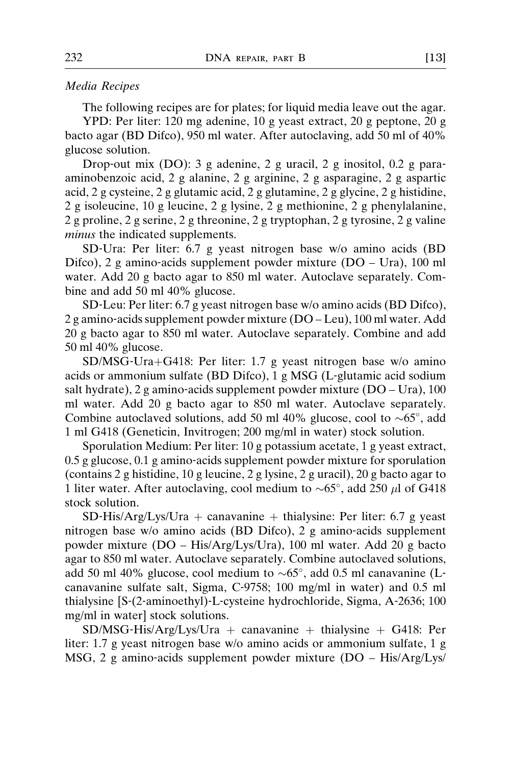*Media Recipes*

The following recipes are for plates; for liquid media leave out the agar.

YPD: Per liter: 120 mg adenine, 10 g yeast extract, 20 g peptone, 20 g bacto agar (BD Difco), 950 ml water. After autoclaving, add 50 ml of 40% glucose solution.

Drop-out mix (DO): 3 g adenine, 2 g uracil, 2 g inositol, 0.2 g para-aminobenzoic acid, 2 g alanine, 2 g arginine, 2 g asparagine, 2 g aspartic acid, 2 g cysteine, 2 g glutamic acid, 2 g glutamine, 2 g glycine, 2 g histidine, 2 g isoleucine, 10 g leucine, 2 g lysine, 2 g methionine, 2 g phenylalanine, 2 g proline, 2 g serine, 2 g threonine, 2 g tryptophan, 2 g tyrosine, 2 g valine *minus* the indicated supplements.

SD-Ura: Per liter: 6.7 g yeast nitrogen base w/o amino acids (BD Difco), 2 g amino-acids supplement powder mixture (DO – Ura), 100 ml water. Add 20 g bacto agar to 850 ml water. Autoclave separately. Combine and add 50 ml 40% glucose.

SD-Leu: Per liter: 6.7 g yeast nitrogen base w/o amino acids (BD Difco), 2 g amino-acids supplement powder mixture (DO – Leu), 100 ml water. Add 20 g bacto agar to 850 ml water. Autoclave separately. Combine and add 50 ml 40% glucose.

SD/MSG-Ura+G418: Per liter: 1.7 g yeast nitrogen base w/o amino acids or ammonium sulfate (BD Difco), 1 g MSG (L-glutamic acid sodium salt hydrate), 2 g amino-acids supplement powder mixture (DO – Ura), 100 ml water. Add 20 g bacto agar to 850 ml water. Autoclave separately. Combine autoclaved solutions, add 50 ml 40% glucose, cool to ~65°, add 1 ml G418 (Geneticin, Invitrogen; 200 mg/ml in water) stock solution.

Sporulation Medium: Per liter: 10 g potassium acetate, 1 g yeast extract, 0.5 g glucose, 0.1 g amino-acids supplement powder mixture for sporulation (contains 2 g histidine, 10 g leucine, 2 g lysine, 2 g uracil), 20 g bacto agar to 1 liter water. After autoclaving, cool medium to ~65°, add 250 $\mu$l of G418 stock solution.

SD-His/Arg/Lys/Ura + canavanine + thialysine: Per liter: 6.7 g yeast nitrogen base w/o amino acids (BD Difco), 2 g amino-acids supplement powder mixture (DO – His/Arg/Lys/Ura), 100 ml water. Add 20 g bacto agar to 850 ml water. Autoclave separately. Combine autoclaved solutions, add 50 ml 40% glucose, cool medium to ~65°, add 0.5 ml canavanine (L-canavanine sulfate salt, Sigma, C-9758; 100 mg/ml in water) and 0.5 ml thialysine [S-(2-aminoethyl)-L-cysteine hydrochloride, Sigma, A-2636; 100 mg/ml in water] stock solutions.

SD/MSG-His/Arg/Lys/Ura + canavanine + thialysine + G418: Per liter: 1.7 g yeast nitrogen base w/o amino acids or ammonium sulfate, 1 g MSG, 2 g amino-acids supplement powder mixture (DO – His/Arg/Lys/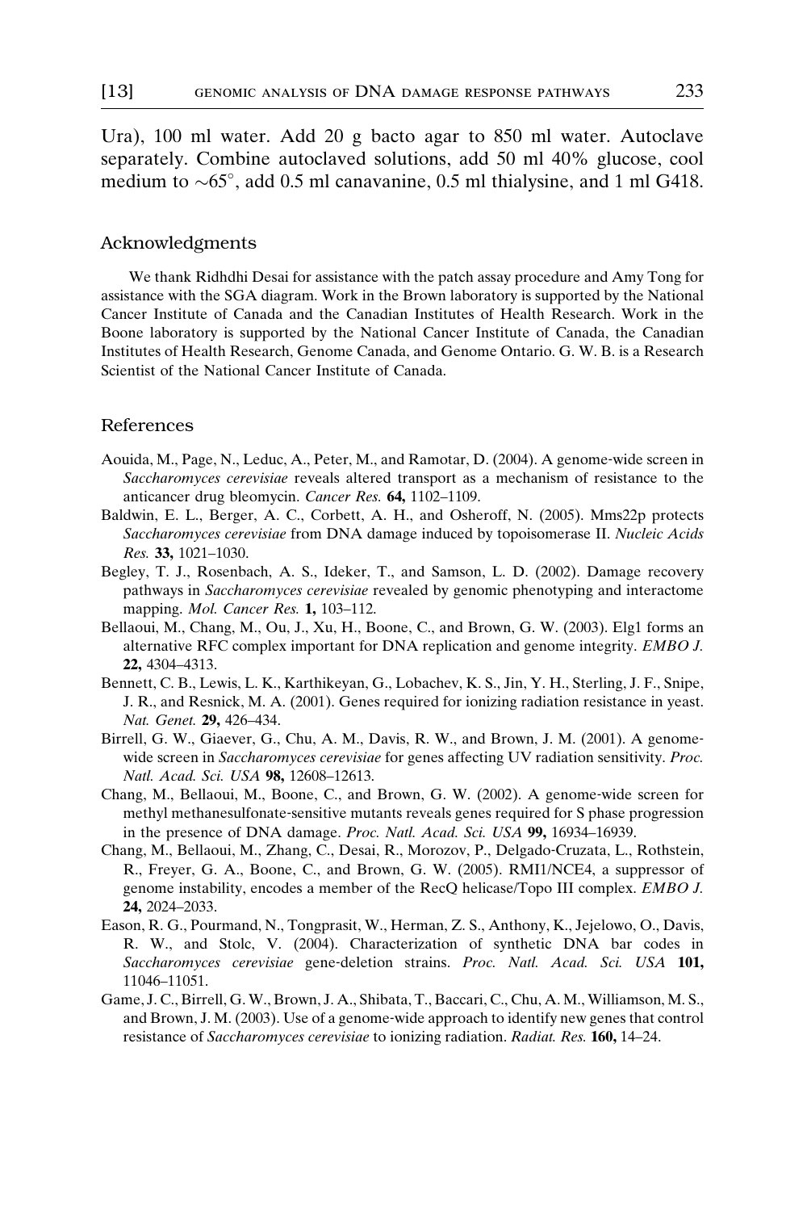Ura), 100 ml water. Add 20 g bacto agar to 850 ml water. Autoclave separately. Combine autoclaved solutions, add 50 ml 40% glucose, cool medium to $\sim$65°, add 0.5 ml canavanine, 0.5 ml thialysine, and 1 ml G418.

## Acknowledgments

We thank Ridhdhi Desai for assistance with the patch assay procedure and Amy Tong for assistance with the SGA diagram. Work in the Brown laboratory is supported by the National Cancer Institute of Canada and the Canadian Institutes of Health Research. Work in the Boone laboratory is supported by the National Cancer Institute of Canada, the Canadian Institutes of Health Research, Genome Canada, and Genome Ontario. G. W. B. is a Research Scientist of the National Cancer Institute of Canada.

## References

Aouida, M., Page, N., Leduc, A., Peter, M., and Ramotar, D. (2004). A genome-wide screen in *Saccharomyces cerevisiae* reveals altered transport as a mechanism of resistance to the anticancer drug bleomycin. *Cancer Res.* **64,** 1102–1109.

Baldwin, E. L., Berger, A. C., Corbett, A. H., and Osheroff, N. (2005). Mms22p protects *Saccharomyces cerevisiae* from DNA damage induced by topoisomerase II. *Nucleic Acids Res.* **33,** 1021–1030.

Begley, T. J., Rosenbach, A. S., Ideker, T., and Samson, L. D. (2002). Damage recovery pathways in *Saccharomyces cerevisiae* revealed by genomic phenotyping and interactome mapping. *Mol. Cancer Res.* **1,** 103–112.

Bellaoui, M., Chang, M., Ou, J., Xu, H., Boone, C., and Brown, G. W. (2003). Elg1 forms an alternative RFC complex important for DNA replication and genome integrity. *EMBO J.* **22,** 4304–4313.

Bennett, C. B., Lewis, L. K., Karthikeyan, G., Lobachev, K. S., Jin, Y. H., Sterling, J. F., Snipe, J. R., and Resnick, M. A. (2001). Genes required for ionizing radiation resistance in yeast. *Nat. Genet.* **29,** 426–434.

Birrell, G. W., Giaever, G., Chu, A. M., Davis, R. W., and Brown, J. M. (2001). A genome-wide screen in *Saccharomyces cerevisiae* for genes affecting UV radiation sensitivity. *Proc. Natl. Acad. Sci. USA* **98,** 12608–12613.

Chang, M., Bellaoui, M., Boone, C., and Brown, G. W. (2002). A genome-wide screen for methyl methanesulfonate-sensitive mutants reveals genes required for S phase progression in the presence of DNA damage. *Proc. Natl. Acad. Sci. USA* **99,** 16934–16939.

Chang, M., Bellaoui, M., Zhang, C., Desai, R., Morozov, P., Delgado-Cruzata, L., Rothstein, R., Freyer, G. A., Boone, C., and Brown, G. W. (2005). RMI1/NCE4, a suppressor of genome instability, encodes a member of the RecQ helicase/Topo III complex. *EMBO J.* **24,** 2024–2033.

Eason, R. G., Pourmand, N., Tongprasit, W., Herman, Z. S., Anthony, K., Jejelowo, O., Davis, R. W., and Stolc, V. (2004). Characterization of synthetic DNA bar codes in *Saccharomyces cerevisiae* gene-deletion strains. *Proc. Natl. Acad. Sci. USA* **101,** 11046–11051.

Game, J. C., Birrell, G. W., Brown, J. A., Shibata, T., Baccari, C., Chu, A. M., Williamson, M. S., and Brown, J. M. (2003). Use of a genome-wide approach to identify new genes that control resistance of *Saccharomyces cerevisiae* to ionizing radiation. *Radiat. Res.* **160,** 14–24.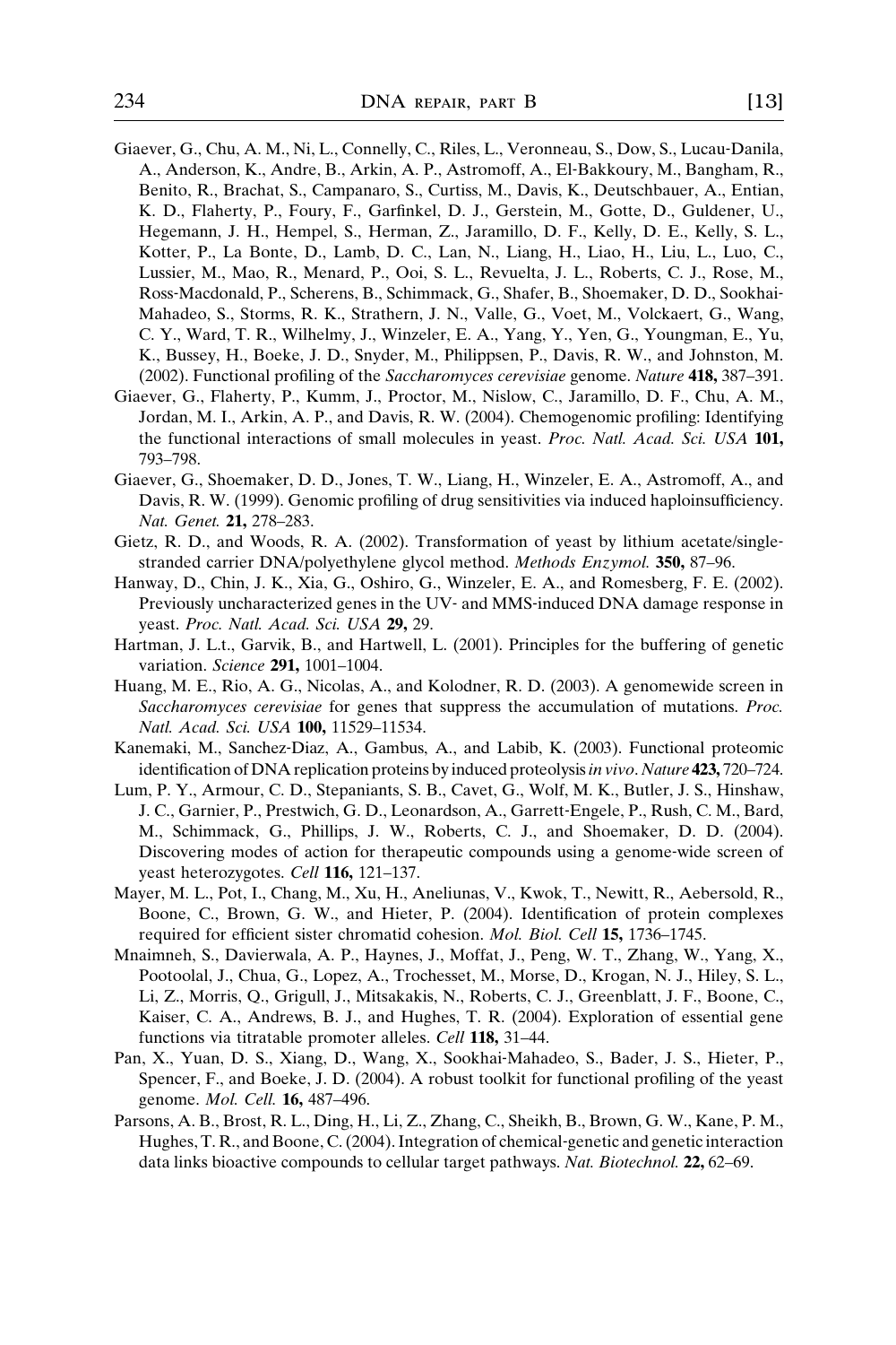Giaever, G., Chu, A. M., Ni, L., Connelly, C., Riles, L., Veronneau, S., Dow, S., Lucau-Danila, A., Anderson, K., Andre, B., Arkin, A. P., Astromoff, A., El-Bakkoury, M., Bangham, R., Benito, R., Brachat, S., Campanaro, S., Curtiss, M., Davis, K., Deutschbauer, A., Entian, K. D., Flaherty, P., Foury, F., Garfinkel, D. J., Gerstein, M., Gotte, D., Guldener, U., Hegemann, J. H., Hempel, S., Herman, Z., Jaramillo, D. F., Kelly, D. E., Kelly, S. L., Kotter, P., La Bonte, D., Lamb, D. C., Lan, N., Liang, H., Liao, H., Liu, L., Luo, C., Lussier, M., Mao, R., Menard, P., Ooi, S. L., Revuelta, J. L., Roberts, C. J., Rose, M., Ross-Macdonald, P., Scherens, B., Schimmack, G., Shafer, B., Shoemaker, D. D., Sookhai-Mahadeo, S., Storms, R. K., Strathern, J. N., Valle, G., Voet, M., Volckaert, G., Wang, C. Y., Ward, T. R., Wilhelmy, J., Winzeler, E. A., Yang, Y., Yen, G., Youngman, E., Yu, K., Bussey, H., Boeke, J. D., Snyder, M., Philippsen, P., Davis, R. W., and Johnston, M. (2002). Functional profiling of the *Saccharomyces cerevisiae* genome. *Nature* **418,** 387–391.

Giaever, G., Flaherty, P., Kumm, J., Proctor, M., Nislow, C., Jaramillo, D. F., Chu, A. M., Jordan, M. I., Arkin, A. P., and Davis, R. W. (2004). Chemogenomic profiling: Identifying the functional interactions of small molecules in yeast. *Proc. Natl. Acad. Sci. USA* **101,** 793–798.

Giaever, G., Shoemaker, D. D., Jones, T. W., Liang, H., Winzeler, E. A., Astromoff, A., and Davis, R. W. (1999). Genomic profiling of drug sensitivities via induced haploinsufficiency. *Nat. Genet.* **21,** 278–283.

Gietz, R. D., and Woods, R. A. (2002). Transformation of yeast by lithium acetate/single-stranded carrier DNA/polyethylene glycol method. *Methods Enzymol.* **350,** 87–96.

Hanway, D., Chin, J. K., Xia, G., Oshiro, G., Winzeler, E. A., and Romesberg, F. E. (2002). Previously uncharacterized genes in the UV- and MMS-induced DNA damage response in yeast. *Proc. Natl. Acad. Sci. USA* **29,** 29.

Hartman, J. L.t., Garvik, B., and Hartwell, L. (2001). Principles for the buffering of genetic variation. *Science* **291,** 1001–1004.

Huang, M. E., Rio, A. G., Nicolas, A., and Kolodner, R. D. (2003). A genomewide screen in *Saccharomyces cerevisiae* for genes that suppress the accumulation of mutations. *Proc. Natl. Acad. Sci. USA* **100,** 11529–11534.

Kanemaki, M., Sanchez-Diaz, A., Gambus, A., and Labib, K. (2003). Functional proteomic identification of DNA replication proteins by induced proteolysis *in vivo*. *Nature* **423,** 720–724.

Lum, P. Y., Armour, C. D., Stepaniants, S. B., Cavet, G., Wolf, M. K., Butler, J. S., Hinshaw, J. C., Garnier, P., Prestwich, G. D., Leonardson, A., Garrett-Engele, P., Rush, C. M., Bard, M., Schimmack, G., Phillips, J. W., Roberts, C. J., and Shoemaker, D. D. (2004). Discovering modes of action for therapeutic compounds using a genome-wide screen of yeast heterozygotes. *Cell* **116,** 121–137.

Mayer, M. L., Pot, I., Chang, M., Xu, H., Aneliunas, V., Kwok, T., Newitt, R., Aebersold, R., Boone, C., Brown, G. W., and Hieter, P. (2004). Identification of protein complexes required for efficient sister chromatid cohesion. *Mol. Biol. Cell* **15,** 1736–1745.

Mnaimneh, S., Davierwala, A. P., Haynes, J., Moffat, J., Peng, W. T., Zhang, W., Yang, X., Pootoolal, J., Chua, G., Lopez, A., Trochesset, M., Morse, D., Krogan, N. J., Hiley, S. L., Li, Z., Morris, Q., Grigull, J., Mitsakakis, N., Roberts, C. J., Greenblatt, J. F., Boone, C., Kaiser, C. A., Andrews, B. J., and Hughes, T. R. (2004). Exploration of essential gene functions via titratable promoter alleles. *Cell* **118,** 31–44.

Pan, X., Yuan, D. S., Xiang, D., Wang, X., Sookhai-Mahadeo, S., Bader, J. S., Hieter, P., Spencer, F., and Boeke, J. D. (2004). A robust toolkit for functional profiling of the yeast genome. *Mol. Cell.* **16,** 487–496.

Parsons, A. B., Brost, R. L., Ding, H., Li, Z., Zhang, C., Sheikh, B., Brown, G. W., Kane, P. M., Hughes, T. R., and Boone, C. (2004). Integration of chemical-genetic and genetic interaction data links bioactive compounds to cellular target pathways. *Nat. Biotechnol.* **22,** 62–69.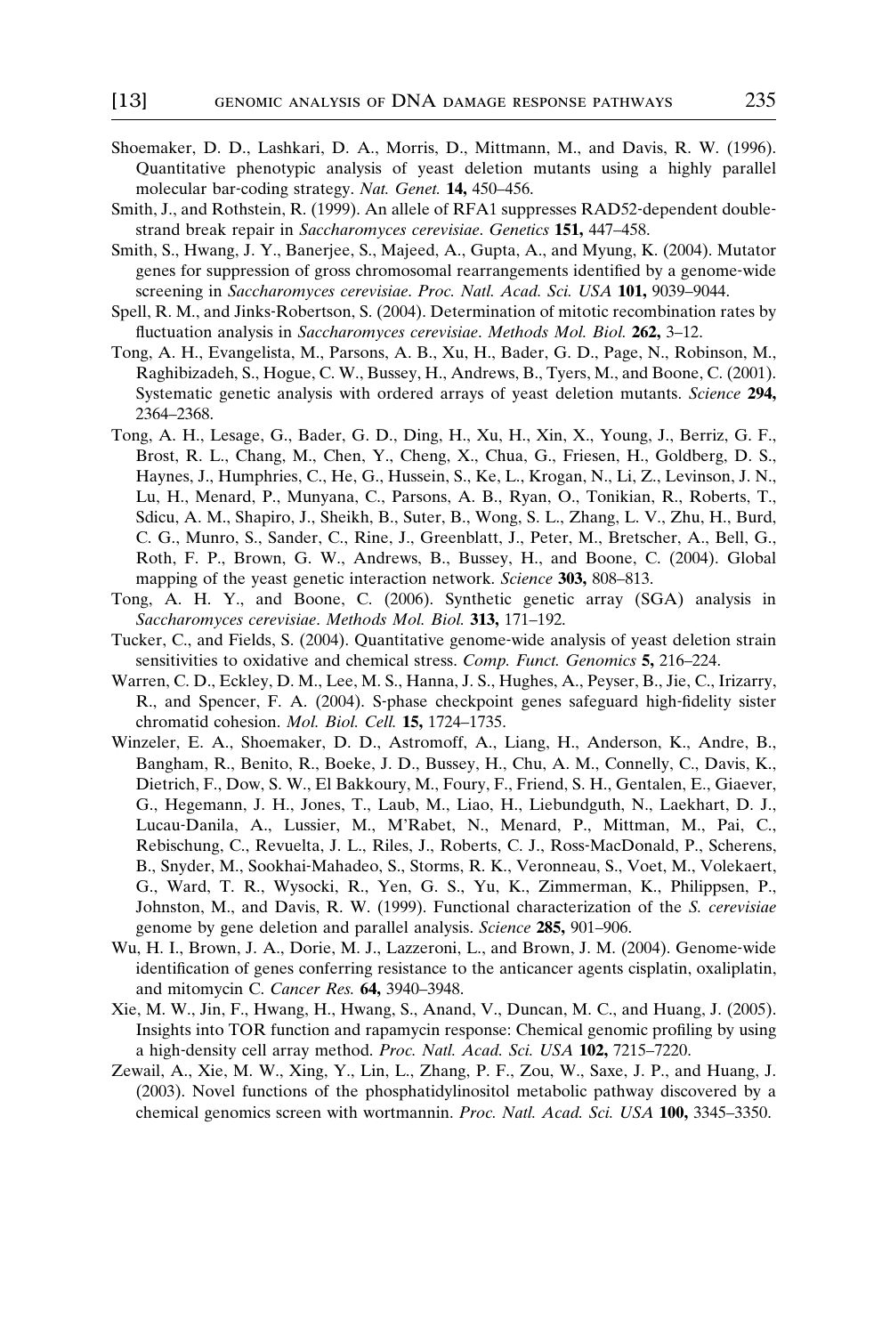Shoemaker, D. D., Lashkari, D. A., Morris, D., Mittmann, M., and Davis, R. W. (1996). Quantitative phenotypic analysis of yeast deletion mutants using a highly parallel molecular bar-coding strategy. *Nat. Genet.* **14,** 450–456.

Smith, J., and Rothstein, R. (1999). An allele of RFA1 suppresses RAD52-dependent double-strand break repair in *Saccharomyces cerevisiae*. *Genetics* **151,** 447–458.

Smith, S., Hwang, J. Y., Banerjee, S., Majeed, A., Gupta, A., and Myung, K. (2004). Mutator genes for suppression of gross chromosomal rearrangements identified by a genome-wide screening in *Saccharomyces cerevisiae*. *Proc. Natl. Acad. Sci. USA* **101,** 9039–9044.

Spell, R. M., and Jinks-Robertson, S. (2004). Determination of mitotic recombination rates by fluctuation analysis in *Saccharomyces cerevisiae*. *Methods Mol. Biol.* **262,** 3–12.

Tong, A. H., Evangelista, M., Parsons, A. B., Xu, H., Bader, G. D., Page, N., Robinson, M., Raghibizadeh, S., Hogue, C. W., Bussey, H., Andrews, B., Tyers, M., and Boone, C. (2001). Systematic genetic analysis with ordered arrays of yeast deletion mutants. *Science* **294,** 2364–2368.

Tong, A. H., Lesage, G., Bader, G. D., Ding, H., Xu, H., Xin, X., Young, J., Berriz, G. F., Brost, R. L., Chang, M., Chen, Y., Cheng, X., Chua, G., Friesen, H., Goldberg, D. S., Haynes, J., Humphries, C., He, G., Hussein, S., Ke, L., Krogan, N., Li, Z., Levinson, J. N., Lu, H., Menard, P., Munyana, C., Parsons, A. B., Ryan, O., Tonikian, R., Roberts, T., Sdicu, A. M., Shapiro, J., Sheikh, B., Suter, B., Wong, S. L., Zhang, L. V., Zhu, H., Burd, C. G., Munro, S., Sander, C., Rine, J., Greenblatt, J., Peter, M., Bretscher, A., Bell, G., Roth, F. P., Brown, G. W., Andrews, B., Bussey, H., and Boone, C. (2004). Global mapping of the yeast genetic interaction network. *Science* **303,** 808–813.

Tong, A. H. Y., and Boone, C. (2006). Synthetic genetic array (SGA) analysis in *Saccharomyces cerevisiae*. *Methods Mol. Biol.* **313,** 171–192.

Tucker, C., and Fields, S. (2004). Quantitative genome-wide analysis of yeast deletion strain sensitivities to oxidative and chemical stress. *Comp. Funct. Genomics* **5,** 216–224.

Warren, C. D., Eckley, D. M., Lee, M. S., Hanna, J. S., Hughes, A., Peyser, B., Jie, C., Irizarry, R., and Spencer, F. A. (2004). S-phase checkpoint genes safeguard high-fidelity sister chromatid cohesion. *Mol. Biol. Cell.* **15,** 1724–1735.

Winzeler, E. A., Shoemaker, D. D., Astromoff, A., Liang, H., Anderson, K., Andre, B., Bangham, R., Benito, R., Boeke, J. D., Bussey, H., Chu, A. M., Connelly, C., Davis, K., Dietrich, F., Dow, S. W., El Bakkoury, M., Foury, F., Friend, S. H., Gentalen, E., Giaever, G., Hegemann, J. H., Jones, T., Laub, M., Liao, H., Liebundguth, N., Laekhart, D. J., Lucau-Danila, A., Lussier, M., M'Rabet, N., Menard, P., Mittman, M., Pai, C., Rebischung, C., Revuelta, J. L., Riles, J., Roberts, C. J., Ross-MacDonald, P., Scherens, B., Snyder, M., Sookhai-Mahadeo, S., Storms, R. K., Veronneau, S., Voet, M., Volekaert, G., Ward, T. R., Wysocki, R., Yen, G. S., Yu, K., Zimmerman, K., Philippsen, P., Johnston, M., and Davis, R. W. (1999). Functional characterization of the *S. cerevisiae* genome by gene deletion and parallel analysis. *Science* **285,** 901–906.

Wu, H. I., Brown, J. A., Dorie, M. J., Lazzeroni, L., and Brown, J. M. (2004). Genome-wide identification of genes conferring resistance to the anticancer agents cisplatin, oxaliplatin, and mitomycin C. *Cancer Res.* **64,** 3940–3948.

Xie, M. W., Jin, F., Hwang, H., Hwang, S., Anand, V., Duncan, M. C., and Huang, J. (2005). Insights into TOR function and rapamycin response: Chemical genomic profiling by using a high-density cell array method. *Proc. Natl. Acad. Sci. USA* **102,** 7215–7220.

Zewail, A., Xie, M. W., Xing, Y., Lin, L., Zhang, P. F., Zou, W., Saxe, J. P., and Huang, J. (2003). Novel functions of the phosphatidylinositol metabolic pathway discovered by a chemical genomics screen with wortmannin. *Proc. Natl. Acad. Sci. USA* **100,** 3345–3350.